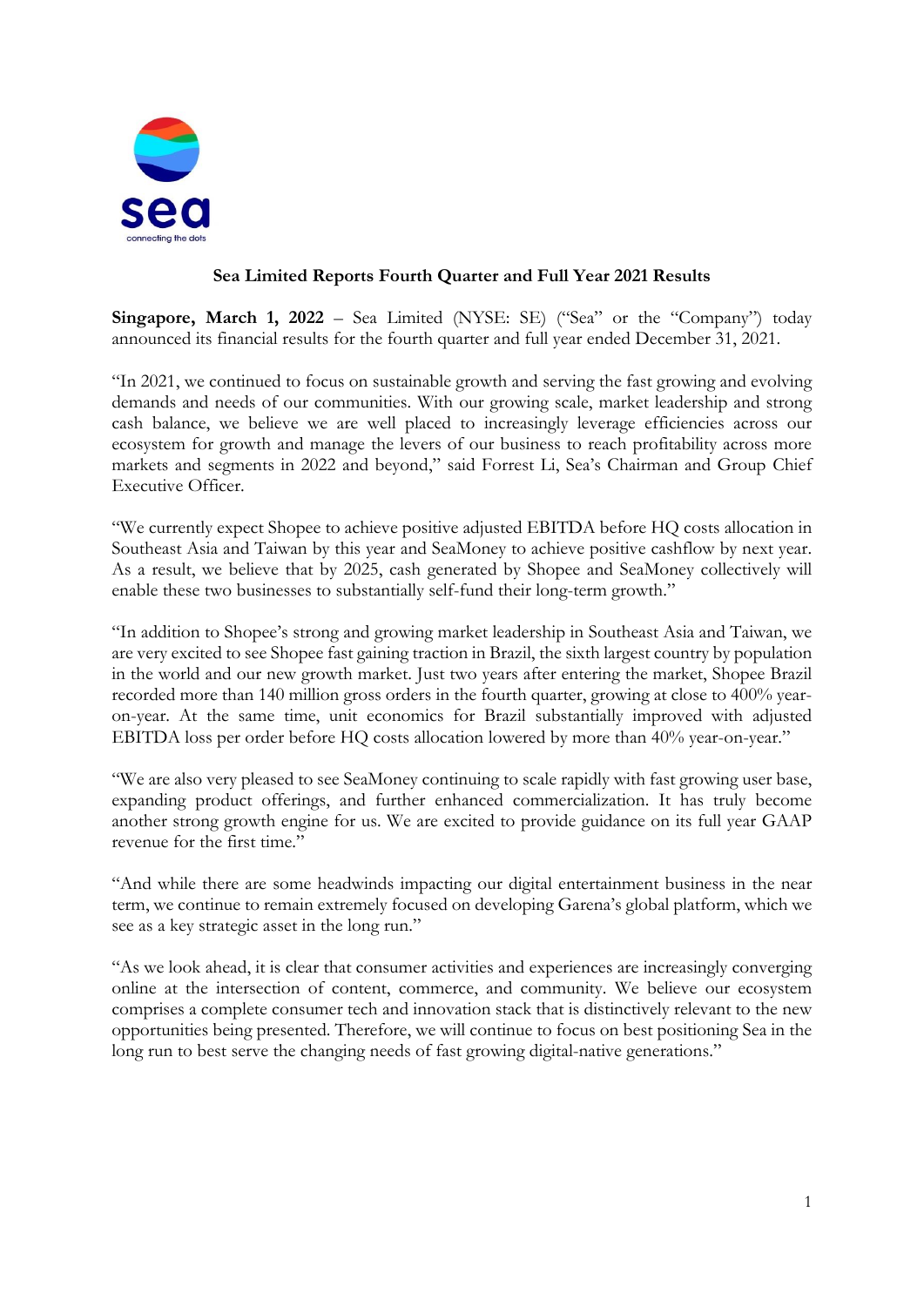# Sea Limited Reports Fourth Quarter and Full Year 2021 Results

**Singapore, March 1, 2022** – Sea Limited (NYSE: SE) ("Sea" or the "Company") today announced its financial results for the fourth quarter and full year ended December 31, 2021.

"In 2021, we continued to focus on sustainable growth and serving the fast growing and evolving demands and needs of our communities. With our growing scale, market leadership and strong cash balance, we believe we are well placed to increasingly leverage efficiencies across our ecosystem for growth and manage the levers of our business to reach profitability across more markets and segments in 2022 and beyond," said Forrest Li, Sea's Chairman and Group Chief Executive Officer.

"We currently expect Shopee to achieve positive adjusted EBITDA before HQ costs allocation in Southeast Asia and Taiwan by this year and SeaMoney to achieve positive cashflow by next year. As a result, we believe that by 2025, cash generated by Shopee and SeaMoney collectively will enable these two businesses to substantially self-fund their long-term growth."

"In addition to Shopee's strong and growing market leadership in Southeast Asia and Taiwan, we are very excited to see Shopee fast gaining traction in Brazil, the sixth largest country by population in the world and our new growth market. Just two years after entering the market, Shopee Brazil recorded more than 140 million gross orders in the fourth quarter, growing at close to 400% year-on-year. At the same time, unit economics for Brazil substantially improved with adjusted EBITDA loss per order before HQ costs allocation lowered by more than 40% year-on-year."

"We are also very pleased to see SeaMoney continuing to scale rapidly with fast growing user base, expanding product offerings, and further enhanced commercialization. It has truly become another strong growth engine for us. We are excited to provide guidance on its full year GAAP revenue for the first time."

"And while there are some headwinds impacting our digital entertainment business in the near term, we continue to remain extremely focused on developing Garena's global platform, which we see as a key strategic asset in the long run."

"As we look ahead, it is clear that consumer activities and experiences are increasingly converging online at the intersection of content, commerce, and community. We believe our ecosystem comprises a complete consumer tech and innovation stack that is distinctively relevant to the new opportunities being presented. Therefore, we will continue to focus on best positioning Sea in the long run to best serve the changing needs of fast growing digital-native generations."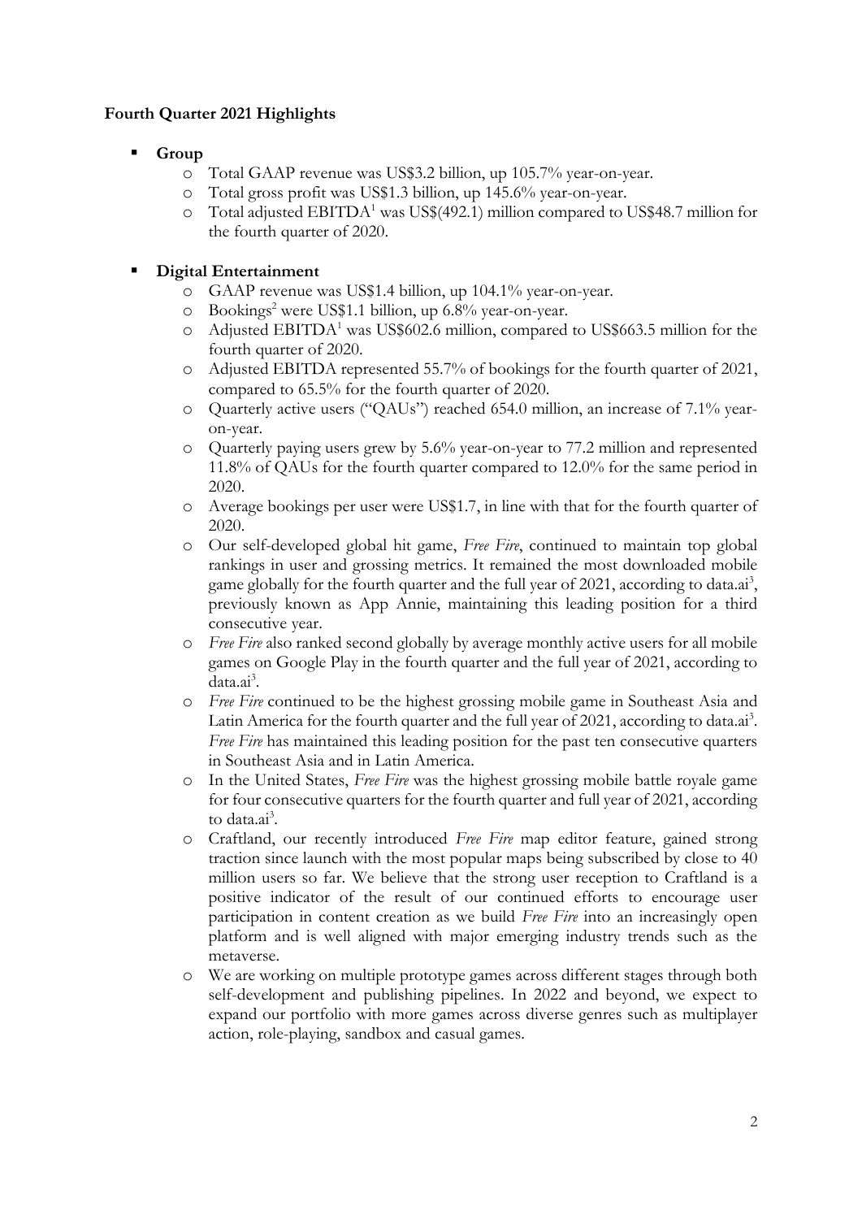**Fourth Quarter 2021 Highlights**

- **Group**
  - Total GAAP revenue was US$3.2 billion, up 105.7% year-on-year.
  - Total gross profit was US$1.3 billion, up 145.6% year-on-year.
  - Total adjusted EBITDA[1] was US$(492.1) million compared to US$48.7 million for the fourth quarter of 2020.

- **Digital Entertainment**
  - GAAP revenue was US$1.4 billion, up 104.1% year-on-year.
  - Bookings[2] were US$1.1 billion, up 6.8% year-on-year.
  - Adjusted EBITDA[1] was US$602.6 million, compared to US$663.5 million for the fourth quarter of 2020.
  - Adjusted EBITDA represented 55.7% of bookings for the fourth quarter of 2021, compared to 65.5% for the fourth quarter of 2020.
  - Quarterly active users ("QAUs") reached 654.0 million, an increase of 7.1% year-on-year.
  - Quarterly paying users grew by 5.6% year-on-year to 77.2 million and represented 11.8% of QAUs for the fourth quarter compared to 12.0% for the same period in 2020.
  - Average bookings per user were US$1.7, in line with that for the fourth quarter of 2020.
  - Our self-developed global hit game, *Free Fire*, continued to maintain top global rankings in user and grossing metrics. It remained the most downloaded mobile game globally for the fourth quarter and the full year of 2021, according to data.ai[3], previously known as App Annie, maintaining this leading position for a third consecutive year.
  - *Free Fire* also ranked second globally by average monthly active users for all mobile games on Google Play in the fourth quarter and the full year of 2021, according to data.ai[3].
  - *Free Fire* continued to be the highest grossing mobile game in Southeast Asia and Latin America for the fourth quarter and the full year of 2021, according to data.ai[3]. *Free Fire* has maintained this leading position for the past ten consecutive quarters in Southeast Asia and in Latin America.
  - In the United States, *Free Fire* was the highest grossing mobile battle royale game for four consecutive quarters for the fourth quarter and full year of 2021, according to data.ai[3].
  - Craftland, our recently introduced *Free Fire* map editor feature, gained strong traction since launch with the most popular maps being subscribed by close to 40 million users so far. We believe that the strong user reception to Craftland is a positive indicator of the result of our continued efforts to encourage user participation in content creation as we build *Free Fire* into an increasingly open platform and is well aligned with major emerging industry trends such as the metaverse.
  - We are working on multiple prototype games across different stages through both self-development and publishing pipelines. In 2022 and beyond, we expect to expand our portfolio with more games across diverse genres such as multiplayer action, role-playing, sandbox and casual games.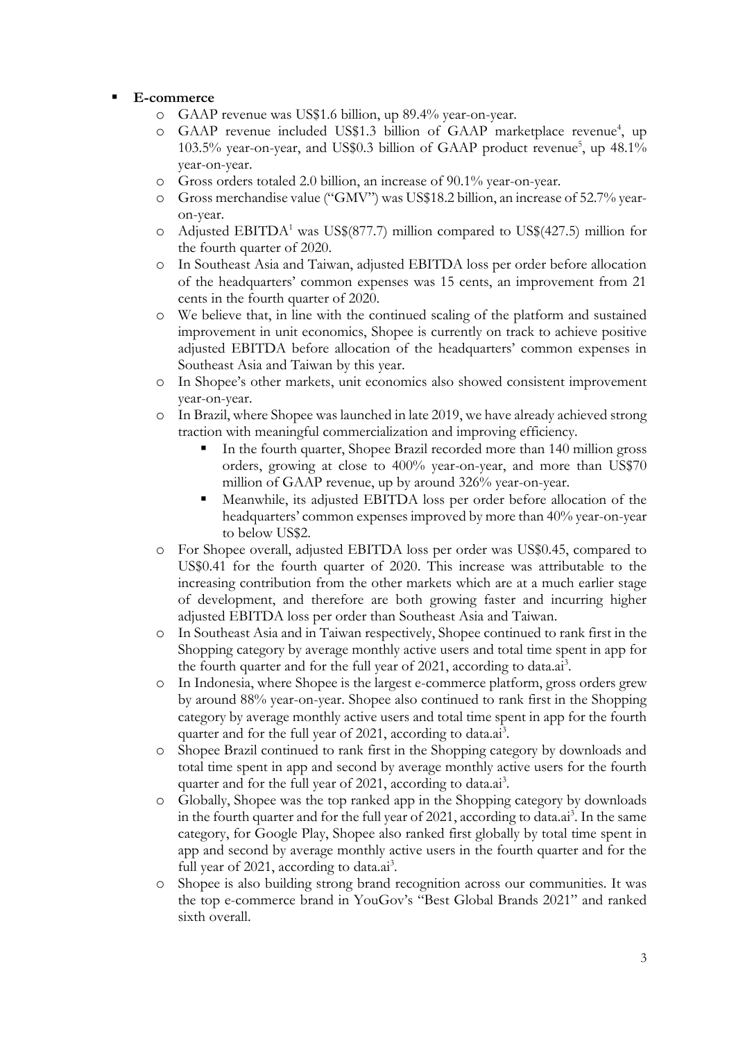- **E-commerce**
  - GAAP revenue was US$1.6 billion, up 89.4% year-on-year.
  - GAAP revenue included US$1.3 billion of GAAP marketplace revenue[4], up 103.5% year-on-year, and US$0.3 billion of GAAP product revenue[5], up 48.1% year-on-year.
  - Gross orders totaled 2.0 billion, an increase of 90.1% year-on-year.
  - Gross merchandise value ("GMV") was US$18.2 billion, an increase of 52.7% year-on-year.
  - Adjusted EBITDA[1] was US$(877.7) million compared to US$(427.5) million for the fourth quarter of 2020.
  - In Southeast Asia and Taiwan, adjusted EBITDA loss per order before allocation of the headquarters' common expenses was 15 cents, an improvement from 21 cents in the fourth quarter of 2020.
  - We believe that, in line with the continued scaling of the platform and sustained improvement in unit economics, Shopee is currently on track to achieve positive adjusted EBITDA before allocation of the headquarters' common expenses in Southeast Asia and Taiwan by this year.
  - In Shopee's other markets, unit economics also showed consistent improvement year-on-year.
  - In Brazil, where Shopee was launched in late 2019, we have already achieved strong traction with meaningful commercialization and improving efficiency.
    - In the fourth quarter, Shopee Brazil recorded more than 140 million gross orders, growing at close to 400% year-on-year, and more than US$70 million of GAAP revenue, up by around 326% year-on-year.
    - Meanwhile, its adjusted EBITDA loss per order before allocation of the headquarters' common expenses improved by more than 40% year-on-year to below US$2.
  - For Shopee overall, adjusted EBITDA loss per order was US$0.45, compared to US$0.41 for the fourth quarter of 2020. This increase was attributable to the increasing contribution from the other markets which are at a much earlier stage of development, and therefore are both growing faster and incurring higher adjusted EBITDA loss per order than Southeast Asia and Taiwan.
  - In Southeast Asia and in Taiwan respectively, Shopee continued to rank first in the Shopping category by average monthly active users and total time spent in app for the fourth quarter and for the full year of 2021, according to data.ai[3].
  - In Indonesia, where Shopee is the largest e-commerce platform, gross orders grew by around 88% year-on-year. Shopee also continued to rank first in the Shopping category by average monthly active users and total time spent in app for the fourth quarter and for the full year of 2021, according to data.ai[3].
  - Shopee Brazil continued to rank first in the Shopping category by downloads and total time spent in app and second by average monthly active users for the fourth quarter and for the full year of 2021, according to data.ai[3].
  - Globally, Shopee was the top ranked app in the Shopping category by downloads in the fourth quarter and for the full year of 2021, according to data.ai[3]. In the same category, for Google Play, Shopee also ranked first globally by total time spent in app and second by average monthly active users in the fourth quarter and for the full year of 2021, according to data.ai[3].
  - Shopee is also building strong brand recognition across our communities. It was the top e-commerce brand in YouGov's "Best Global Brands 2021" and ranked sixth overall.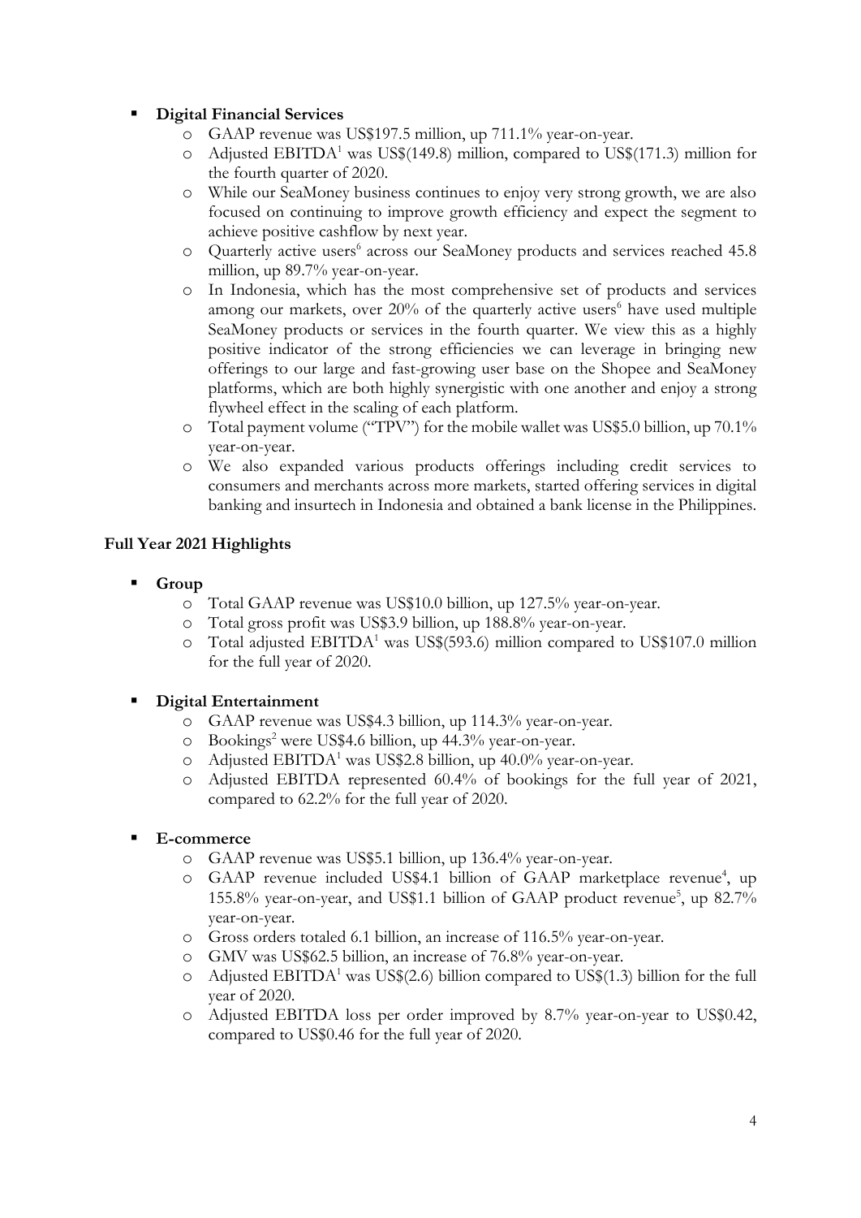- **Digital Financial Services**
  - GAAP revenue was US$197.5 million, up 711.1% year-on-year.
  - Adjusted EBITDA[1] was US$(149.8) million, compared to US$(171.3) million for the fourth quarter of 2020.
  - While our SeaMoney business continues to enjoy very strong growth, we are also focused on continuing to improve growth efficiency and expect the segment to achieve positive cashflow by next year.
  - Quarterly active users[6] across our SeaMoney products and services reached 45.8 million, up 89.7% year-on-year.
  - In Indonesia, which has the most comprehensive set of products and services among our markets, over 20% of the quarterly active users[6] have used multiple SeaMoney products or services in the fourth quarter. We view this as a highly positive indicator of the strong efficiencies we can leverage in bringing new offerings to our large and fast-growing user base on the Shopee and SeaMoney platforms, which are both highly synergistic with one another and enjoy a strong flywheel effect in the scaling of each platform.
  - Total payment volume ("TPV") for the mobile wallet was US$5.0 billion, up 70.1% year-on-year.
  - We also expanded various products offerings including credit services to consumers and merchants across more markets, started offering services in digital banking and insurtech in Indonesia and obtained a bank license in the Philippines.

**Full Year 2021 Highlights**

- **Group**
  - Total GAAP revenue was US$10.0 billion, up 127.5% year-on-year.
  - Total gross profit was US$3.9 billion, up 188.8% year-on-year.
  - Total adjusted EBITDA[1] was US$(593.6) million compared to US$107.0 million for the full year of 2020.

- **Digital Entertainment**
  - GAAP revenue was US$4.3 billion, up 114.3% year-on-year.
  - Bookings[2] were US$4.6 billion, up 44.3% year-on-year.
  - Adjusted EBITDA[1] was US$2.8 billion, up 40.0% year-on-year.
  - Adjusted EBITDA represented 60.4% of bookings for the full year of 2021, compared to 62.2% for the full year of 2020.

- **E-commerce**
  - GAAP revenue was US$5.1 billion, up 136.4% year-on-year.
  - GAAP revenue included US$4.1 billion of GAAP marketplace revenue[4], up 155.8% year-on-year, and US$1.1 billion of GAAP product revenue[5], up 82.7% year-on-year.
  - Gross orders totaled 6.1 billion, an increase of 116.5% year-on-year.
  - GMV was US$62.5 billion, an increase of 76.8% year-on-year.
  - Adjusted EBITDA[1] was US$(2.6) billion compared to US$(1.3) billion for the full year of 2020.
  - Adjusted EBITDA loss per order improved by 8.7% year-on-year to US$0.42, compared to US$0.46 for the full year of 2020.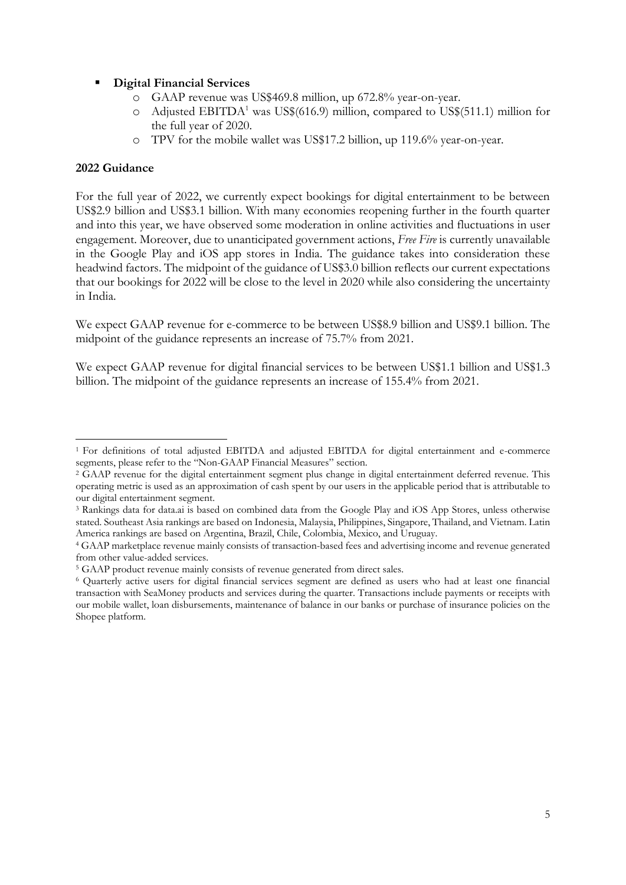- **Digital Financial Services**
  - GAAP revenue was US$469.8 million, up 672.8% year-on-year.
  - Adjusted EBITDA[1] was US$(616.9) million, compared to US$(511.1) million for the full year of 2020.
  - TPV for the mobile wallet was US$17.2 billion, up 119.6% year-on-year.

**2022 Guidance**

For the full year of 2022, we currently expect bookings for digital entertainment to be between US$2.9 billion and US$3.1 billion. With many economies reopening further in the fourth quarter and into this year, we have observed some moderation in online activities and fluctuations in user engagement. Moreover, due to unanticipated government actions, *Free Fire* is currently unavailable in the Google Play and iOS app stores in India. The guidance takes into consideration these headwind factors. The midpoint of the guidance of US$3.0 billion reflects our current expectations that our bookings for 2022 will be close to the level in 2020 while also considering the uncertainty in India.

We expect GAAP revenue for e-commerce to be between US$8.9 billion and US$9.1 billion. The midpoint of the guidance represents an increase of 75.7% from 2021.

We expect GAAP revenue for digital financial services to be between US$1.1 billion and US$1.3 billion. The midpoint of the guidance represents an increase of 155.4% from 2021.

---

[1] For definitions of total adjusted EBITDA and adjusted EBITDA for digital entertainment and e-commerce segments, please refer to the "Non-GAAP Financial Measures" section.

[2] GAAP revenue for the digital entertainment segment plus change in digital entertainment deferred revenue. This operating metric is used as an approximation of cash spent by our users in the applicable period that is attributable to our digital entertainment segment.

[3] Rankings data for data.ai is based on combined data from the Google Play and iOS App Stores, unless otherwise stated. Southeast Asia rankings are based on Indonesia, Malaysia, Philippines, Singapore, Thailand, and Vietnam. Latin America rankings are based on Argentina, Brazil, Chile, Colombia, Mexico, and Uruguay.

[4] GAAP marketplace revenue mainly consists of transaction-based fees and advertising income and revenue generated from other value-added services.

[5] GAAP product revenue mainly consists of revenue generated from direct sales.

[6] Quarterly active users for digital financial services segment are defined as users who had at least one financial transaction with SeaMoney products and services during the quarter. Transactions include payments or receipts with our mobile wallet, loan disbursements, maintenance of balance in our banks or purchase of insurance policies on the Shopee platform.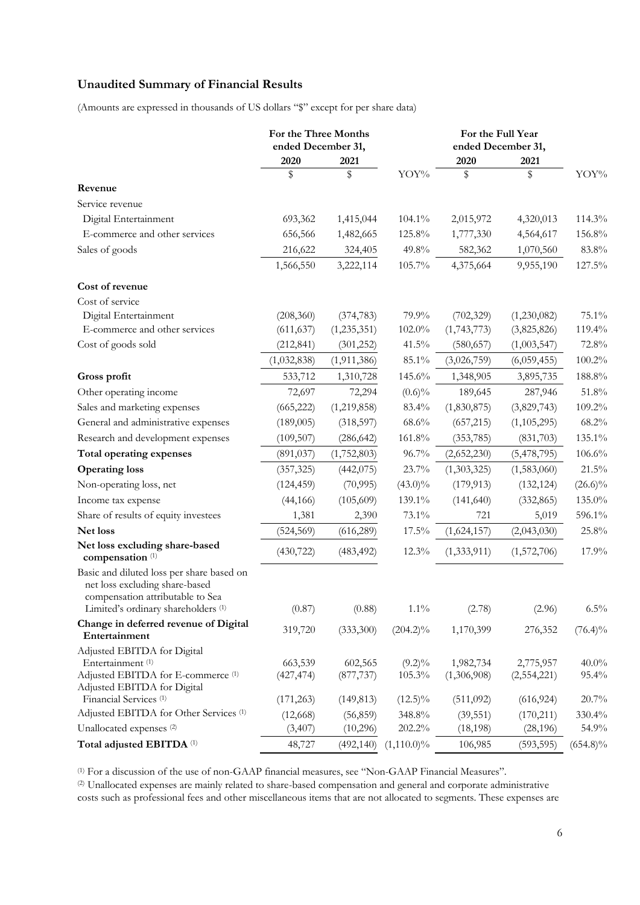## Unaudited Summary of Financial Results

(Amounts are expressed in thousands of US dollars "$" except for per share data)

| | For the Three Months ended December 31, | | | For the Full Year ended December 31, | | |
|---|---|---|---|---|---|---|
| | 2020 | 2021 | | 2020 | 2021 | |
| | $ | $ | YOY% | $ | $ | YOY% |
| **Revenue** | | | | | | |
| Service revenue | | | | | | |
| Digital Entertainment | 693,362 | 1,415,044 | 104.1% | 2,015,972 | 4,320,013 | 114.3% |
| E-commerce and other services | 656,566 | 1,482,665 | 125.8% | 1,777,330 | 4,564,617 | 156.8% |
| Sales of goods | 216,622 | 324,405 | 49.8% | 582,362 | 1,070,560 | 83.8% |
| | 1,566,550 | 3,222,114 | 105.7% | 4,375,664 | 9,955,190 | 127.5% |
| **Cost of revenue** | | | | | | |
| Cost of service | | | | | | |
| Digital Entertainment | (208,360) | (374,783) | 79.9% | (702,329) | (1,230,082) | 75.1% |
| E-commerce and other services | (611,637) | (1,235,351) | 102.0% | (1,743,773) | (3,825,826) | 119.4% |
| Cost of goods sold | (212,841) | (301,252) | 41.5% | (580,657) | (1,003,547) | 72.8% |
| | (1,032,838) | (1,911,386) | 85.1% | (3,026,759) | (6,059,455) | 100.2% |
| **Gross profit** | 533,712 | 1,310,728 | 145.6% | 1,348,905 | 3,895,735 | 188.8% |
| Other operating income | 72,697 | 72,294 | (0.6)% | 189,645 | 287,946 | 51.8% |
| Sales and marketing expenses | (665,222) | (1,219,858) | 83.4% | (1,830,875) | (3,829,743) | 109.2% |
| General and administrative expenses | (189,005) | (318,597) | 68.6% | (657,215) | (1,105,295) | 68.2% |
| Research and development expenses | (109,507) | (286,642) | 161.8% | (353,785) | (831,703) | 135.1% |
| **Total operating expenses** | (891,037) | (1,752,803) | 96.7% | (2,652,230) | (5,478,795) | 106.6% |
| **Operating loss** | (357,325) | (442,075) | 23.7% | (1,303,325) | (1,583,060) | 21.5% |
| Non-operating loss, net | (124,459) | (70,995) | (43.0)% | (179,913) | (132,124) | (26.6)% |
| Income tax expense | (44,166) | (105,609) | 139.1% | (141,640) | (332,865) | 135.0% |
| Share of results of equity investees | 1,381 | 2,390 | 73.1% | 721 | 5,019 | 596.1% |
| **Net loss** | (524,569) | (616,289) | 17.5% | (1,624,157) | (2,043,030) | 25.8% |
| **Net loss excluding share-based compensation** (1) | (430,722) | (483,492) | 12.3% | (1,333,911) | (1,572,706) | 17.9% |
| Basic and diluted loss per share based on net loss excluding share-based compensation attributable to Sea Limited's ordinary shareholders (1) | (0.87) | (0.88) | 1.1% | (2.78) | (2.96) | 6.5% |
| **Change in deferred revenue of Digital Entertainment** | 319,720 | (333,300) | (204.2)% | 1,170,399 | 276,352 | (76.4)% |
| Adjusted EBITDA for Digital Entertainment (1) | 663,539 | 602,565 | (9.2)% | 1,982,734 | 2,775,957 | 40.0% |
| Adjusted EBITDA for E-commerce (1) | (427,474) | (877,737) | 105.3% | (1,306,908) | (2,554,221) | 95.4% |
| Adjusted EBITDA for Digital Financial Services (1) | (171,263) | (149,813) | (12.5)% | (511,092) | (616,924) | 20.7% |
| Adjusted EBITDA for Other Services (1) | (12,668) | (56,859) | 348.8% | (39,551) | (170,211) | 330.4% |
| Unallocated expenses (2) | (3,407) | (10,296) | 202.2% | (18,198) | (28,196) | 54.9% |
| **Total adjusted EBITDA** (1) | 48,727 | (492,140) | (1,110.0)% | 106,985 | (593,595) | (654.8)% |

(1) For a discussion of the use of non-GAAP financial measures, see "Non-GAAP Financial Measures".

(2) Unallocated expenses are mainly related to share-based compensation and general and corporate administrative costs such as professional fees and other miscellaneous items that are not allocated to segments. These expenses are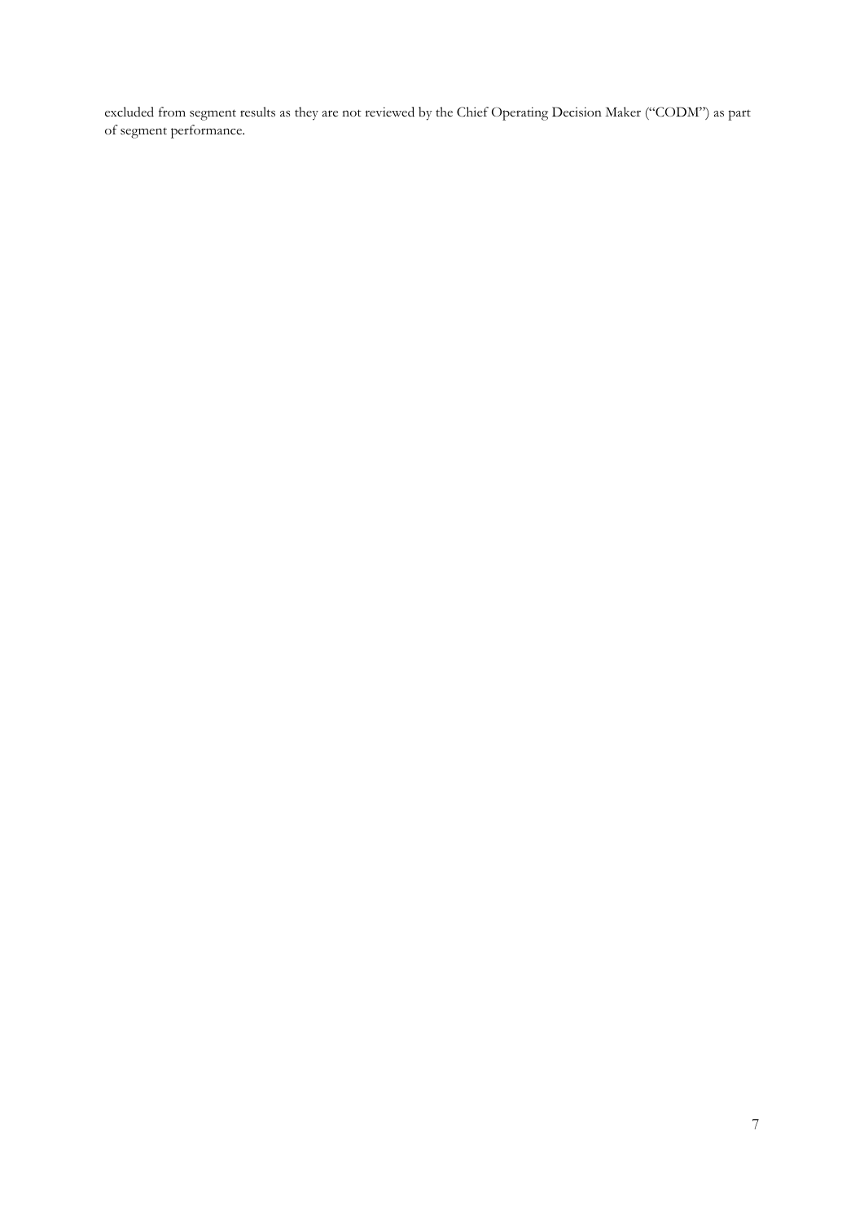excluded from segment results as they are not reviewed by the Chief Operating Decision Maker ("CODM") as part of segment performance.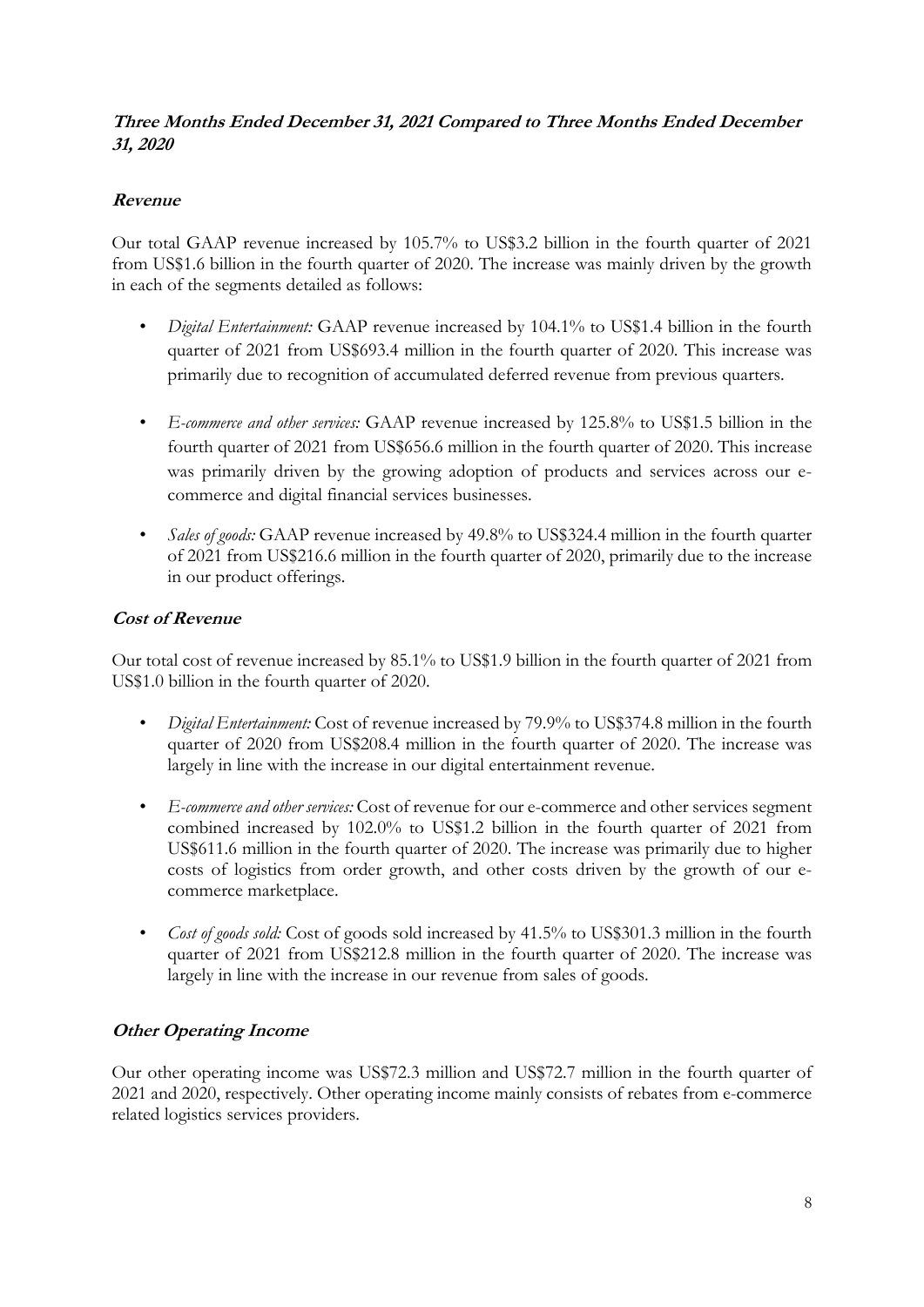### ***Three Months Ended December 31, 2021 Compared to Three Months Ended December 31, 2020***

#### ***Revenue***

Our total GAAP revenue increased by 105.7% to US$3.2 billion in the fourth quarter of 2021 from US$1.6 billion in the fourth quarter of 2020. The increase was mainly driven by the growth in each of the segments detailed as follows:

- *Digital Entertainment:* GAAP revenue increased by 104.1% to US$1.4 billion in the fourth quarter of 2021 from US$693.4 million in the fourth quarter of 2020. This increase was primarily due to recognition of accumulated deferred revenue from previous quarters.
- *E-commerce and other services:* GAAP revenue increased by 125.8% to US$1.5 billion in the fourth quarter of 2021 from US$656.6 million in the fourth quarter of 2020. This increase was primarily driven by the growing adoption of products and services across our e-commerce and digital financial services businesses.
- *Sales of goods:* GAAP revenue increased by 49.8% to US$324.4 million in the fourth quarter of 2021 from US$216.6 million in the fourth quarter of 2020, primarily due to the increase in our product offerings.

#### ***Cost of Revenue***

Our total cost of revenue increased by 85.1% to US$1.9 billion in the fourth quarter of 2021 from US$1.0 billion in the fourth quarter of 2020.

- *Digital Entertainment:* Cost of revenue increased by 79.9% to US$374.8 million in the fourth quarter of 2020 from US$208.4 million in the fourth quarter of 2020. The increase was largely in line with the increase in our digital entertainment revenue.
- *E-commerce and other services:* Cost of revenue for our e-commerce and other services segment combined increased by 102.0% to US$1.2 billion in the fourth quarter of 2021 from US$611.6 million in the fourth quarter of 2020. The increase was primarily due to higher costs of logistics from order growth, and other costs driven by the growth of our e-commerce marketplace.
- *Cost of goods sold:* Cost of goods sold increased by 41.5% to US$301.3 million in the fourth quarter of 2021 from US$212.8 million in the fourth quarter of 2020. The increase was largely in line with the increase in our revenue from sales of goods.

#### ***Other Operating Income***

Our other operating income was US$72.3 million and US$72.7 million in the fourth quarter of 2021 and 2020, respectively. Other operating income mainly consists of rebates from e-commerce related logistics services providers.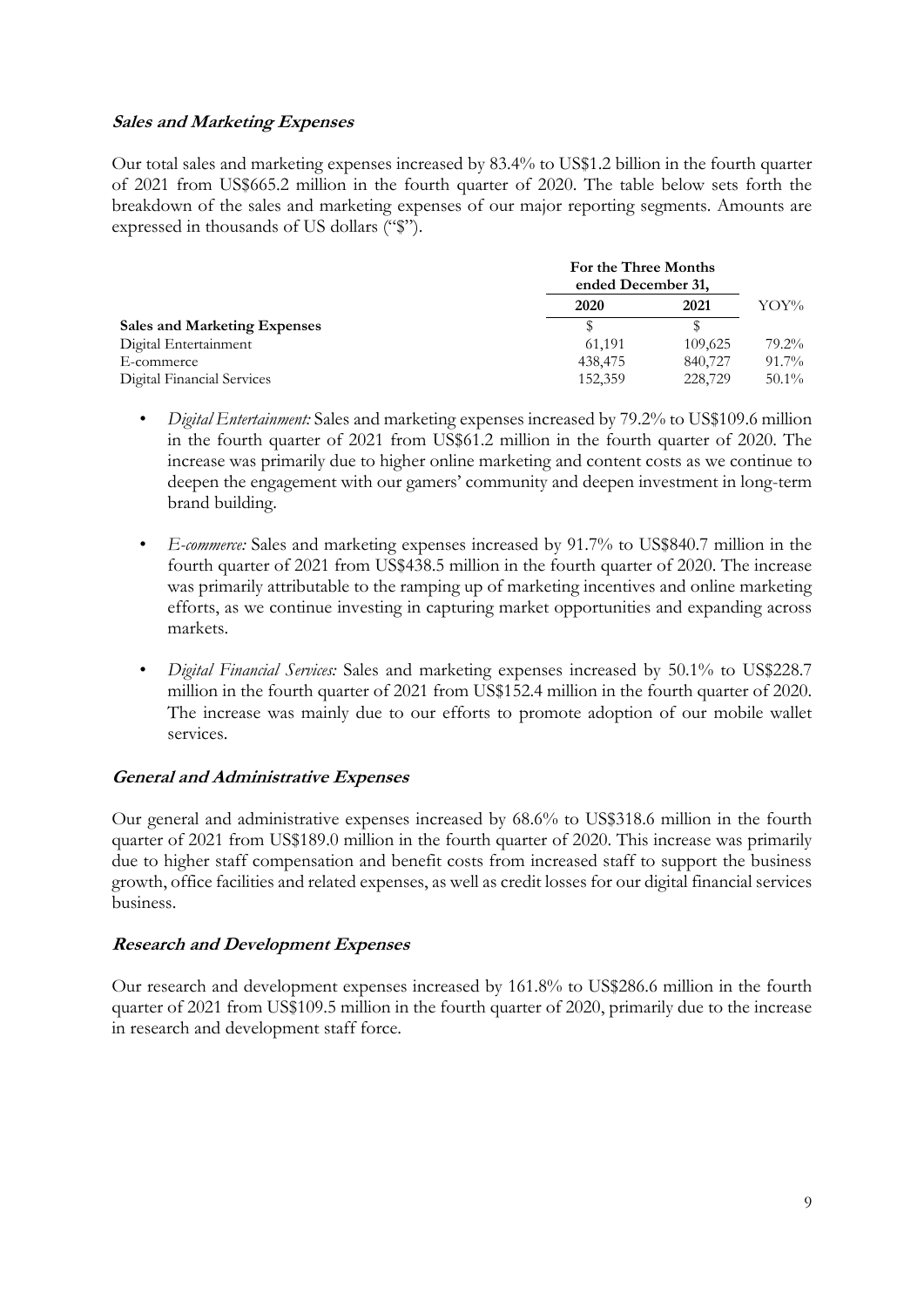### *Sales and Marketing Expenses*

Our total sales and marketing expenses increased by 83.4% to US$1.2 billion in the fourth quarter of 2021 from US$665.2 million in the fourth quarter of 2020. The table below sets forth the breakdown of the sales and marketing expenses of our major reporting segments. Amounts are expressed in thousands of US dollars ("$").

| | For the Three Months ended December 31, | | |
|---|---|---|---|
| | **2020** | **2021** | YOY% |
| **Sales and Marketing Expenses** | $ | $ | |
| Digital Entertainment | 61,191 | 109,625 | 79.2% |
| E-commerce | 438,475 | 840,727 | 91.7% |
| Digital Financial Services | 152,359 | 228,729 | 50.1% |

- *Digital Entertainment:* Sales and marketing expenses increased by 79.2% to US$109.6 million in the fourth quarter of 2021 from US$61.2 million in the fourth quarter of 2020. The increase was primarily due to higher online marketing and content costs as we continue to deepen the engagement with our gamers' community and deepen investment in long-term brand building.
- *E-commerce:* Sales and marketing expenses increased by 91.7% to US$840.7 million in the fourth quarter of 2021 from US$438.5 million in the fourth quarter of 2020. The increase was primarily attributable to the ramping up of marketing incentives and online marketing efforts, as we continue investing in capturing market opportunities and expanding across markets.
- *Digital Financial Services:* Sales and marketing expenses increased by 50.1% to US$228.7 million in the fourth quarter of 2021 from US$152.4 million in the fourth quarter of 2020. The increase was mainly due to our efforts to promote adoption of our mobile wallet services.

### *General and Administrative Expenses*

Our general and administrative expenses increased by 68.6% to US$318.6 million in the fourth quarter of 2021 from US$189.0 million in the fourth quarter of 2020. This increase was primarily due to higher staff compensation and benefit costs from increased staff to support the business growth, office facilities and related expenses, as well as credit losses for our digital financial services business.

### *Research and Development Expenses*

Our research and development expenses increased by 161.8% to US$286.6 million in the fourth quarter of 2021 from US$109.5 million in the fourth quarter of 2020, primarily due to the increase in research and development staff force.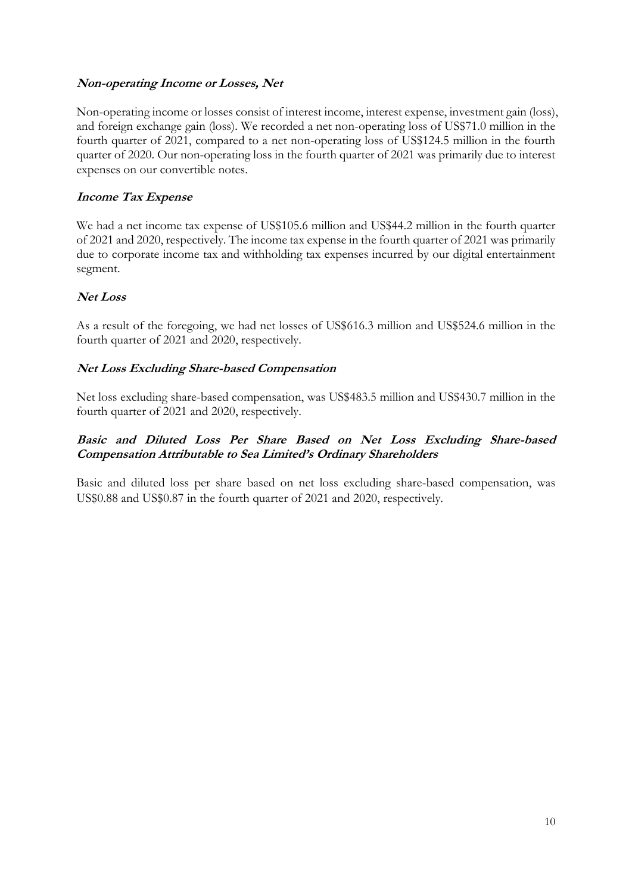### *Non-operating Income or Losses, Net*

Non-operating income or losses consist of interest income, interest expense, investment gain (loss), and foreign exchange gain (loss). We recorded a net non-operating loss of US$71.0 million in the fourth quarter of 2021, compared to a net non-operating loss of US$124.5 million in the fourth quarter of 2020. Our non-operating loss in the fourth quarter of 2021 was primarily due to interest expenses on our convertible notes.

### *Income Tax Expense*

We had a net income tax expense of US$105.6 million and US$44.2 million in the fourth quarter of 2021 and 2020, respectively. The income tax expense in the fourth quarter of 2021 was primarily due to corporate income tax and withholding tax expenses incurred by our digital entertainment segment.

### *Net Loss*

As a result of the foregoing, we had net losses of US$616.3 million and US$524.6 million in the fourth quarter of 2021 and 2020, respectively.

### *Net Loss Excluding Share-based Compensation*

Net loss excluding share-based compensation, was US$483.5 million and US$430.7 million in the fourth quarter of 2021 and 2020, respectively.

### *Basic and Diluted Loss Per Share Based on Net Loss Excluding Share-based Compensation Attributable to Sea Limited's Ordinary Shareholders*

Basic and diluted loss per share based on net loss excluding share-based compensation, was US$0.88 and US$0.87 in the fourth quarter of 2021 and 2020, respectively.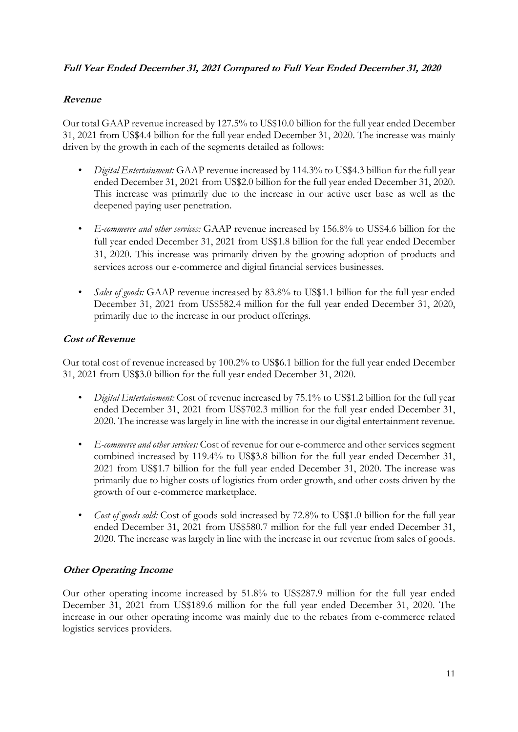## ***Full Year Ended December 31, 2021 Compared to Full Year Ended December 31, 2020***

### ***Revenue***

Our total GAAP revenue increased by 127.5% to US$10.0 billion for the full year ended December 31, 2021 from US$4.4 billion for the full year ended December 31, 2020. The increase was mainly driven by the growth in each of the segments detailed as follows:

- *Digital Entertainment:* GAAP revenue increased by 114.3% to US$4.3 billion for the full year ended December 31, 2021 from US$2.0 billion for the full year ended December 31, 2020. This increase was primarily due to the increase in our active user base as well as the deepened paying user penetration.
- *E-commerce and other services:* GAAP revenue increased by 156.8% to US$4.6 billion for the full year ended December 31, 2021 from US$1.8 billion for the full year ended December 31, 2020. This increase was primarily driven by the growing adoption of products and services across our e-commerce and digital financial services businesses.
- *Sales of goods:* GAAP revenue increased by 83.8% to US$1.1 billion for the full year ended December 31, 2021 from US$582.4 million for the full year ended December 31, 2020, primarily due to the increase in our product offerings.

### ***Cost of Revenue***

Our total cost of revenue increased by 100.2% to US$6.1 billion for the full year ended December 31, 2021 from US$3.0 billion for the full year ended December 31, 2020.

- *Digital Entertainment:* Cost of revenue increased by 75.1% to US$1.2 billion for the full year ended December 31, 2021 from US$702.3 million for the full year ended December 31, 2020. The increase was largely in line with the increase in our digital entertainment revenue.
- *E-commerce and other services:* Cost of revenue for our e-commerce and other services segment combined increased by 119.4% to US$3.8 billion for the full year ended December 31, 2021 from US$1.7 billion for the full year ended December 31, 2020. The increase was primarily due to higher costs of logistics from order growth, and other costs driven by the growth of our e-commerce marketplace.
- *Cost of goods sold:* Cost of goods sold increased by 72.8% to US$1.0 billion for the full year ended December 31, 2021 from US$580.7 million for the full year ended December 31, 2020. The increase was largely in line with the increase in our revenue from sales of goods.

### ***Other Operating Income***

Our other operating income increased by 51.8% to US$287.9 million for the full year ended December 31, 2021 from US$189.6 million for the full year ended December 31, 2020. The increase in our other operating income was mainly due to the rebates from e-commerce related logistics services providers.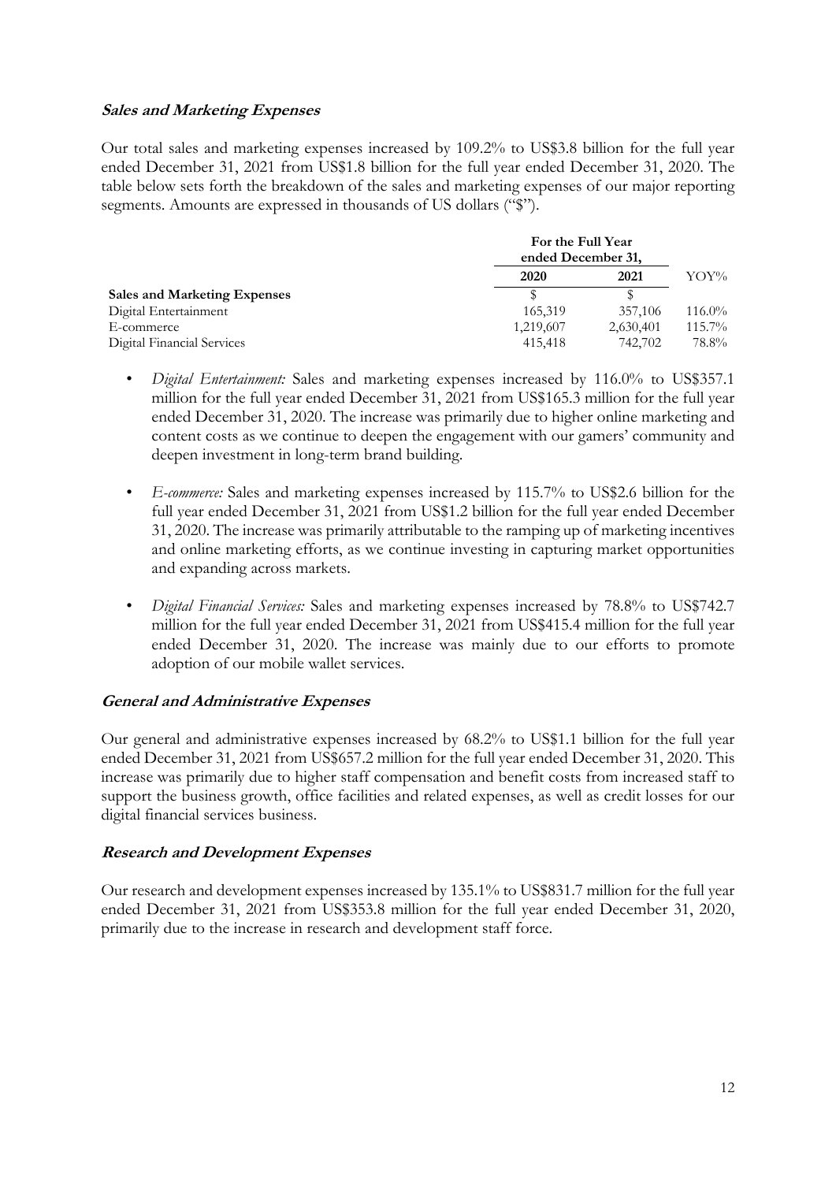### *Sales and Marketing Expenses*

Our total sales and marketing expenses increased by 109.2% to US$3.8 billion for the full year ended December 31, 2021 from US$1.8 billion for the full year ended December 31, 2020. The table below sets forth the breakdown of the sales and marketing expenses of our major reporting segments. Amounts are expressed in thousands of US dollars ("$").

| | For the Full Year ended December 31, | | |
|---|---|---|---|
| | **2020** | **2021** | YOY% |
| **Sales and Marketing Expenses** | $ | $ | |
| Digital Entertainment | 165,319 | 357,106 | 116.0% |
| E-commerce | 1,219,607 | 2,630,401 | 115.7% |
| Digital Financial Services | 415,418 | 742,702 | 78.8% |

- *Digital Entertainment:* Sales and marketing expenses increased by 116.0% to US$357.1 million for the full year ended December 31, 2021 from US$165.3 million for the full year ended December 31, 2020. The increase was primarily due to higher online marketing and content costs as we continue to deepen the engagement with our gamers' community and deepen investment in long-term brand building.
- *E-commerce:* Sales and marketing expenses increased by 115.7% to US$2.6 billion for the full year ended December 31, 2021 from US$1.2 billion for the full year ended December 31, 2020. The increase was primarily attributable to the ramping up of marketing incentives and online marketing efforts, as we continue investing in capturing market opportunities and expanding across markets.
- *Digital Financial Services:* Sales and marketing expenses increased by 78.8% to US$742.7 million for the full year ended December 31, 2021 from US$415.4 million for the full year ended December 31, 2020. The increase was mainly due to our efforts to promote adoption of our mobile wallet services.

### *General and Administrative Expenses*

Our general and administrative expenses increased by 68.2% to US$1.1 billion for the full year ended December 31, 2021 from US$657.2 million for the full year ended December 31, 2020. This increase was primarily due to higher staff compensation and benefit costs from increased staff to support the business growth, office facilities and related expenses, as well as credit losses for our digital financial services business.

### *Research and Development Expenses*

Our research and development expenses increased by 135.1% to US$831.7 million for the full year ended December 31, 2021 from US$353.8 million for the full year ended December 31, 2020, primarily due to the increase in research and development staff force.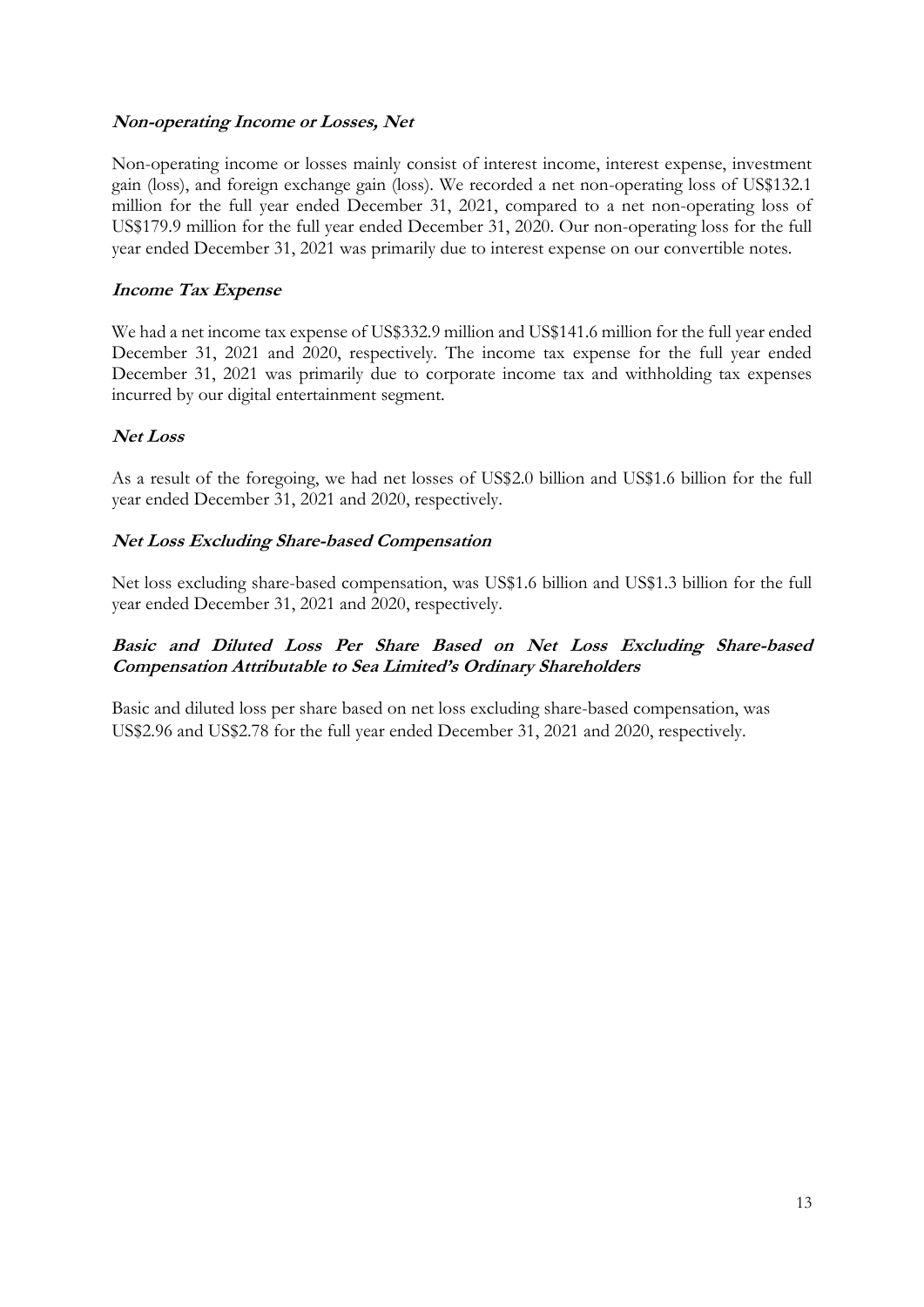### ***Non-operating Income or Losses, Net***

Non-operating income or losses mainly consist of interest income, interest expense, investment gain (loss), and foreign exchange gain (loss). We recorded a net non-operating loss of US$132.1 million for the full year ended December 31, 2021, compared to a net non-operating loss of US$179.9 million for the full year ended December 31, 2020. Our non-operating loss for the full year ended December 31, 2021 was primarily due to interest expense on our convertible notes.

### ***Income Tax Expense***

We had a net income tax expense of US$332.9 million and US$141.6 million for the full year ended December 31, 2021 and 2020, respectively. The income tax expense for the full year ended December 31, 2021 was primarily due to corporate income tax and withholding tax expenses incurred by our digital entertainment segment.

### ***Net Loss***

As a result of the foregoing, we had net losses of US$2.0 billion and US$1.6 billion for the full year ended December 31, 2021 and 2020, respectively.

### ***Net Loss Excluding Share-based Compensation***

Net loss excluding share-based compensation, was US$1.6 billion and US$1.3 billion for the full year ended December 31, 2021 and 2020, respectively.

### ***Basic and Diluted Loss Per Share Based on Net Loss Excluding Share-based Compensation Attributable to Sea Limited's Ordinary Shareholders***

Basic and diluted loss per share based on net loss excluding share-based compensation, was US$2.96 and US$2.78 for the full year ended December 31, 2021 and 2020, respectively.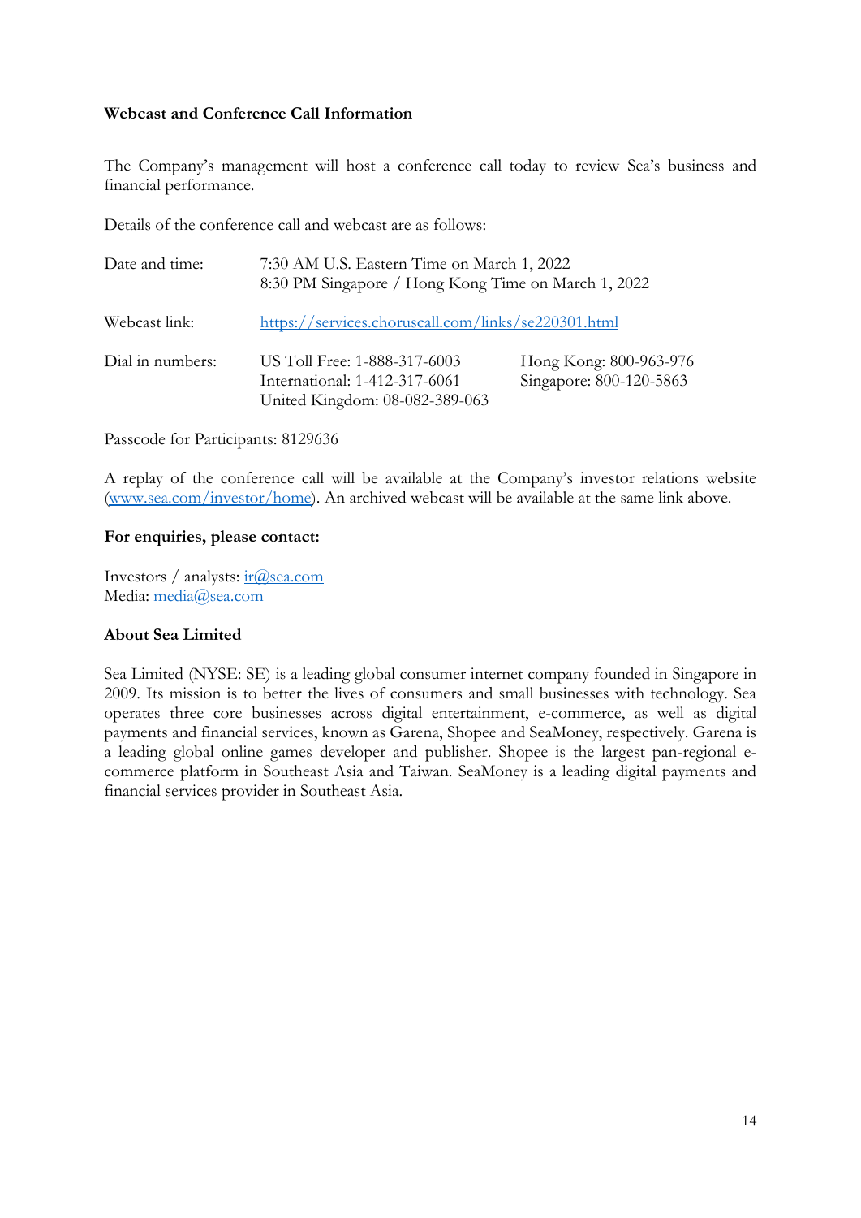**Webcast and Conference Call Information**

The Company's management will host a conference call today to review Sea's business and financial performance.

Details of the conference call and webcast are as follows:

| | | |
|---|---|---|
| Date and time: | 7:30 AM U.S. Eastern Time on March 1, 2022<br>8:30 PM Singapore / Hong Kong Time on March 1, 2022 | |
| Webcast link: | [https://services.choruscall.com/links/se220301.html](https://services.choruscall.com/links/se220301.html) | |
| Dial in numbers: | US Toll Free: 1-888-317-6003<br>International: 1-412-317-6061<br>United Kingdom: 08-082-389-063 | Hong Kong: 800-963-976<br>Singapore: 800-120-5863 |

Passcode for Participants: 8129636

A replay of the conference call will be available at the Company's investor relations website ([www.sea.com/investor/home](www.sea.com/investor/home)). An archived webcast will be available at the same link above.

**For enquiries, please contact:**

Investors / analysts: [ir@sea.com](mailto:ir@sea.com)
Media: [media@sea.com](mailto:media@sea.com)

**About Sea Limited**

Sea Limited (NYSE: SE) is a leading global consumer internet company founded in Singapore in 2009. Its mission is to better the lives of consumers and small businesses with technology. Sea operates three core businesses across digital entertainment, e-commerce, as well as digital payments and financial services, known as Garena, Shopee and SeaMoney, respectively. Garena is a leading global online games developer and publisher. Shopee is the largest pan-regional e-commerce platform in Southeast Asia and Taiwan. SeaMoney is a leading digital payments and financial services provider in Southeast Asia.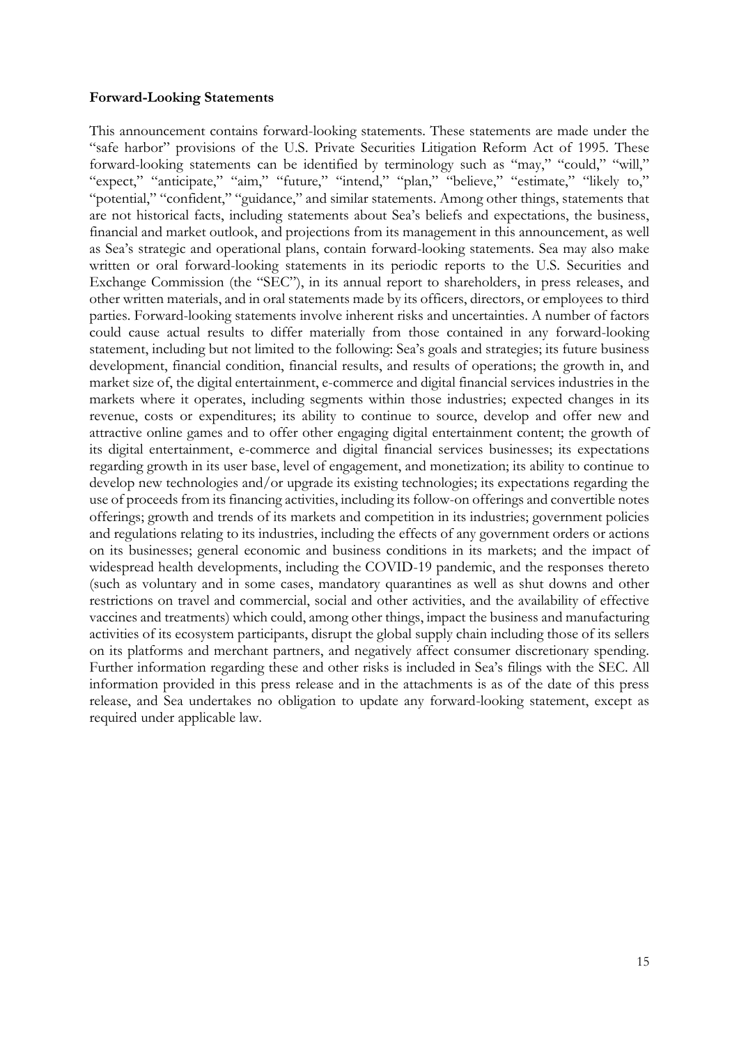**Forward-Looking Statements**

This announcement contains forward-looking statements. These statements are made under the "safe harbor" provisions of the U.S. Private Securities Litigation Reform Act of 1995. These forward-looking statements can be identified by terminology such as "may," "could," "will," "expect," "anticipate," "aim," "future," "intend," "plan," "believe," "estimate," "likely to," "potential," "confident," "guidance," and similar statements. Among other things, statements that are not historical facts, including statements about Sea's beliefs and expectations, the business, financial and market outlook, and projections from its management in this announcement, as well as Sea's strategic and operational plans, contain forward-looking statements. Sea may also make written or oral forward-looking statements in its periodic reports to the U.S. Securities and Exchange Commission (the "SEC"), in its annual report to shareholders, in press releases, and other written materials, and in oral statements made by its officers, directors, or employees to third parties. Forward-looking statements involve inherent risks and uncertainties. A number of factors could cause actual results to differ materially from those contained in any forward-looking statement, including but not limited to the following: Sea's goals and strategies; its future business development, financial condition, financial results, and results of operations; the growth in, and market size of, the digital entertainment, e-commerce and digital financial services industries in the markets where it operates, including segments within those industries; expected changes in its revenue, costs or expenditures; its ability to continue to source, develop and offer new and attractive online games and to offer other engaging digital entertainment content; the growth of its digital entertainment, e-commerce and digital financial services businesses; its expectations regarding growth in its user base, level of engagement, and monetization; its ability to continue to develop new technologies and/or upgrade its existing technologies; its expectations regarding the use of proceeds from its financing activities, including its follow-on offerings and convertible notes offerings; growth and trends of its markets and competition in its industries; government policies and regulations relating to its industries, including the effects of any government orders or actions on its businesses; general economic and business conditions in its markets; and the impact of widespread health developments, including the COVID-19 pandemic, and the responses thereto (such as voluntary and in some cases, mandatory quarantines as well as shut downs and other restrictions on travel and commercial, social and other activities, and the availability of effective vaccines and treatments) which could, among other things, impact the business and manufacturing activities of its ecosystem participants, disrupt the global supply chain including those of its sellers on its platforms and merchant partners, and negatively affect consumer discretionary spending. Further information regarding these and other risks is included in Sea's filings with the SEC. All information provided in this press release and in the attachments is as of the date of this press release, and Sea undertakes no obligation to update any forward-looking statement, except as required under applicable law.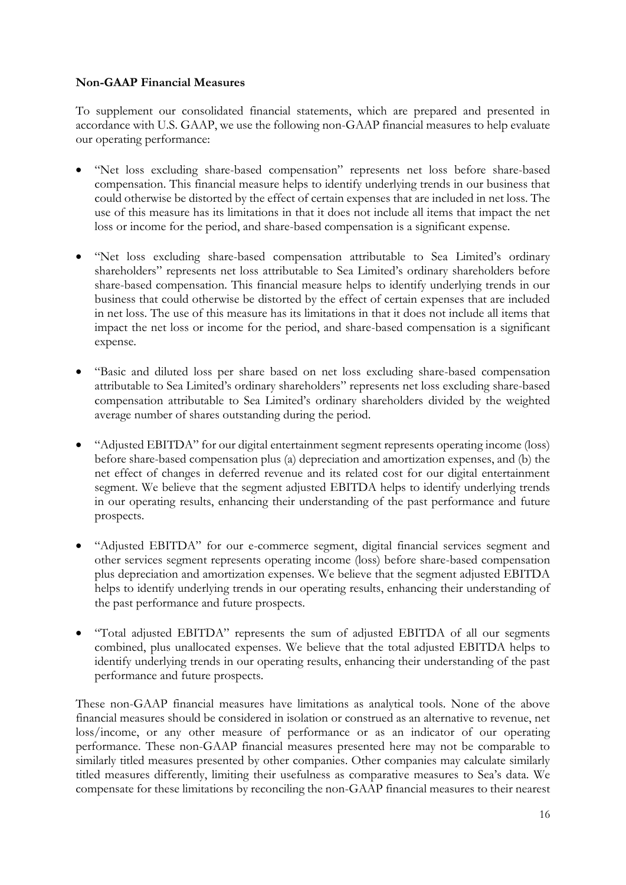**Non-GAAP Financial Measures**

To supplement our consolidated financial statements, which are prepared and presented in accordance with U.S. GAAP, we use the following non-GAAP financial measures to help evaluate our operating performance:

- "Net loss excluding share-based compensation" represents net loss before share-based compensation. This financial measure helps to identify underlying trends in our business that could otherwise be distorted by the effect of certain expenses that are included in net loss. The use of this measure has its limitations in that it does not include all items that impact the net loss or income for the period, and share-based compensation is a significant expense.

- "Net loss excluding share-based compensation attributable to Sea Limited's ordinary shareholders" represents net loss attributable to Sea Limited's ordinary shareholders before share-based compensation. This financial measure helps to identify underlying trends in our business that could otherwise be distorted by the effect of certain expenses that are included in net loss. The use of this measure has its limitations in that it does not include all items that impact the net loss or income for the period, and share-based compensation is a significant expense.

- "Basic and diluted loss per share based on net loss excluding share-based compensation attributable to Sea Limited's ordinary shareholders" represents net loss excluding share-based compensation attributable to Sea Limited's ordinary shareholders divided by the weighted average number of shares outstanding during the period.

- "Adjusted EBITDA" for our digital entertainment segment represents operating income (loss) before share-based compensation plus (a) depreciation and amortization expenses, and (b) the net effect of changes in deferred revenue and its related cost for our digital entertainment segment. We believe that the segment adjusted EBITDA helps to identify underlying trends in our operating results, enhancing their understanding of the past performance and future prospects.

- "Adjusted EBITDA" for our e-commerce segment, digital financial services segment and other services segment represents operating income (loss) before share-based compensation plus depreciation and amortization expenses. We believe that the segment adjusted EBITDA helps to identify underlying trends in our operating results, enhancing their understanding of the past performance and future prospects.

- "Total adjusted EBITDA" represents the sum of adjusted EBITDA of all our segments combined, plus unallocated expenses. We believe that the total adjusted EBITDA helps to identify underlying trends in our operating results, enhancing their understanding of the past performance and future prospects.

These non-GAAP financial measures have limitations as analytical tools. None of the above financial measures should be considered in isolation or construed as an alternative to revenue, net loss/income, or any other measure of performance or as an indicator of our operating performance. These non-GAAP financial measures presented here may not be comparable to similarly titled measures presented by other companies. Other companies may calculate similarly titled measures differently, limiting their usefulness as comparative measures to Sea's data. We compensate for these limitations by reconciling the non-GAAP financial measures to their nearest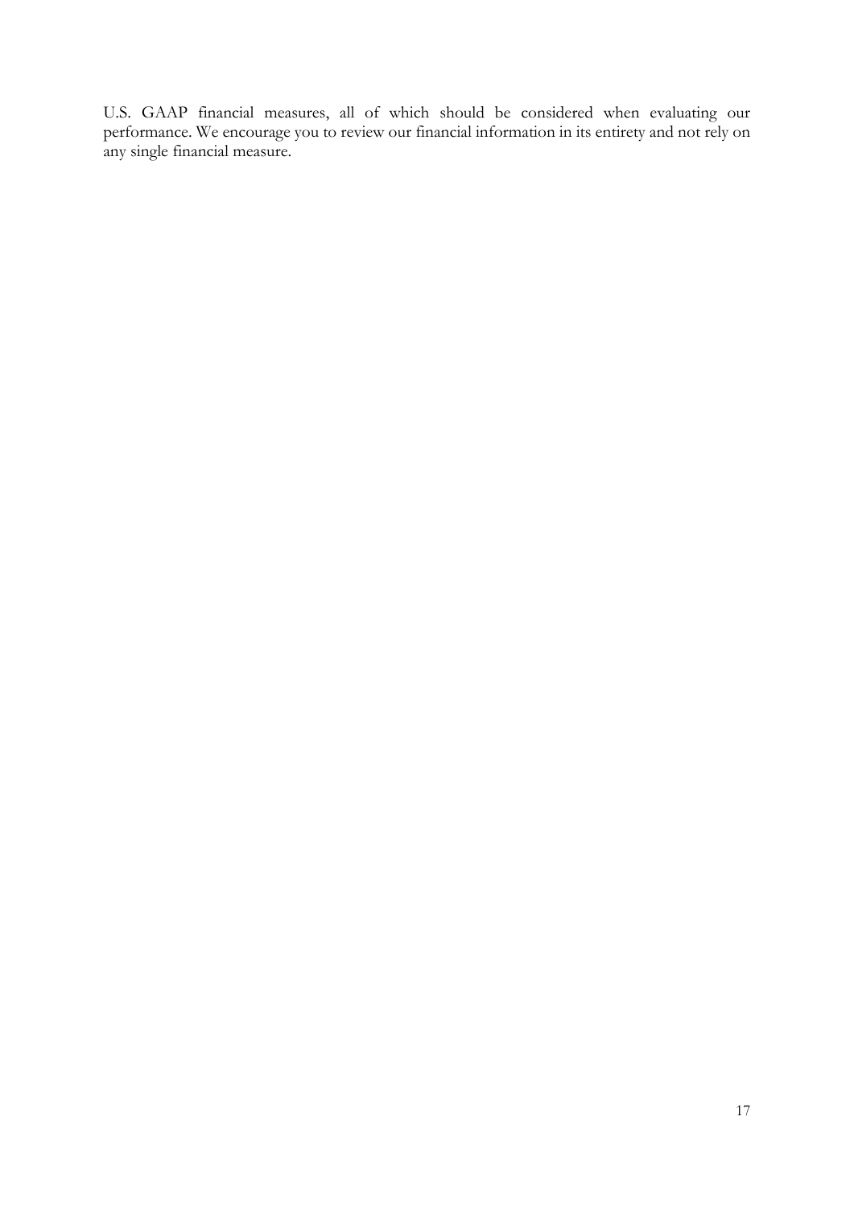U.S. GAAP financial measures, all of which should be considered when evaluating our performance. We encourage you to review our financial information in its entirety and not rely on any single financial measure.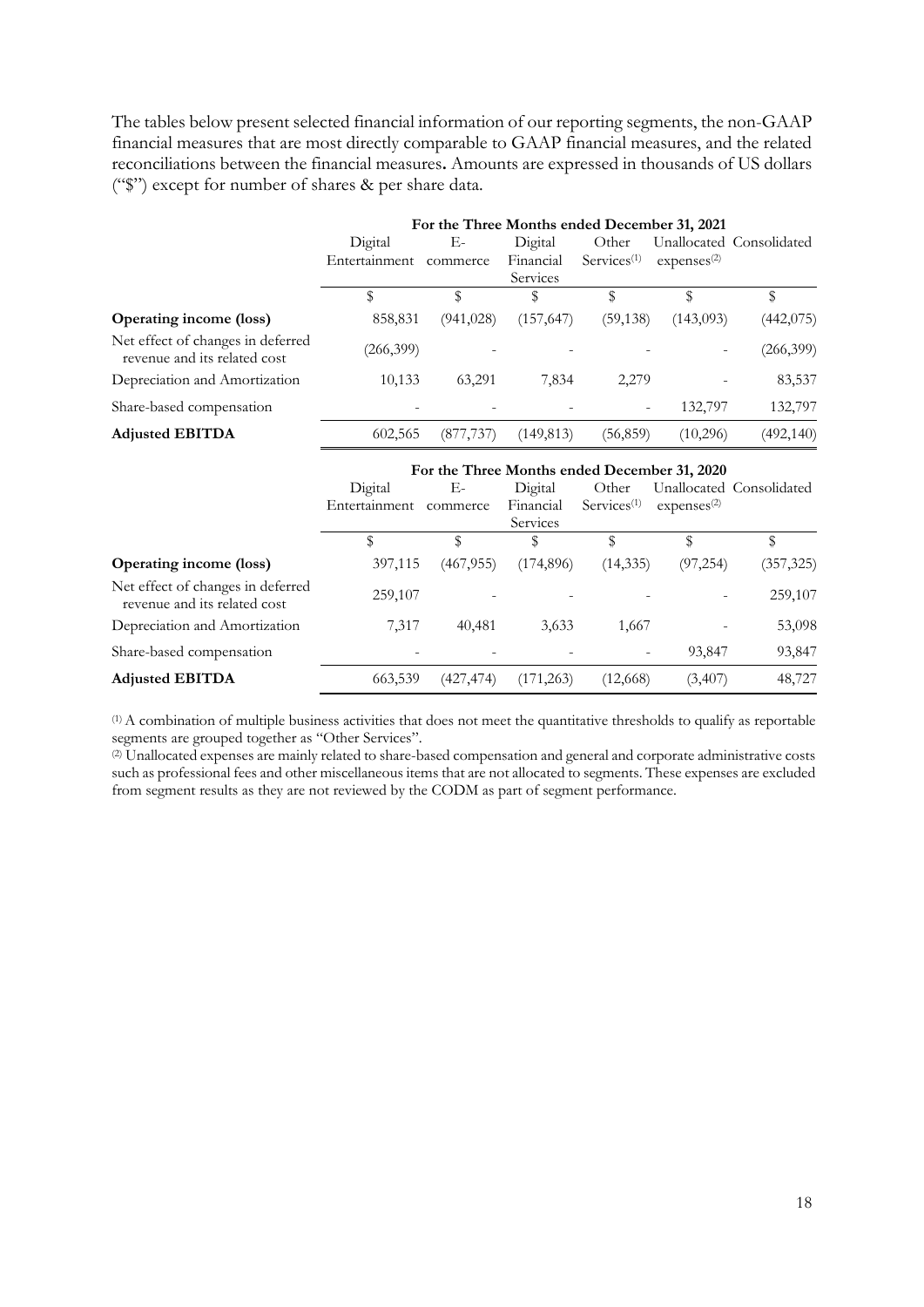The tables below present selected financial information of our reporting segments, the non-GAAP financial measures that are most directly comparable to GAAP financial measures, and the related reconciliations between the financial measures**.** Amounts are expressed in thousands of US dollars ("$") except for number of shares & per share data.

| | For the Three Months ended December 31, 2021 | | | | | |
|---|---|---|---|---|---|---|
| | Digital Entertainment | E-commerce | Digital Financial Services | Other Services[(1)] | Unallocated expenses[(2)] | Consolidated |
| | $ | $ | $ | $ | $ | $ |
| **Operating income (loss)** | 858,831 | (941,028) | (157,647) | (59,138) | (143,093) | (442,075) |
| Net effect of changes in deferred revenue and its related cost | (266,399) | - | - | - | - | (266,399) |
| Depreciation and Amortization | 10,133 | 63,291 | 7,834 | 2,279 | - | 83,537 |
| Share-based compensation | - | - | - | - | 132,797 | 132,797 |
| **Adjusted EBITDA** | 602,565 | (877,737) | (149,813) | (56,859) | (10,296) | (492,140) |

| | For the Three Months ended December 31, 2020 | | | | | |
|---|---|---|---|---|---|---|
| | Digital Entertainment | E-commerce | Digital Financial Services | Other Services[(1)] | Unallocated expenses[(2)] | Consolidated |
| | $ | $ | $ | $ | $ | $ |
| **Operating income (loss)** | 397,115 | (467,955) | (174,896) | (14,335) | (97,254) | (357,325) |
| Net effect of changes in deferred revenue and its related cost | 259,107 | - | - | - | - | 259,107 |
| Depreciation and Amortization | 7,317 | 40,481 | 3,633 | 1,667 | - | 53,098 |
| Share-based compensation | - | - | - | - | 93,847 | 93,847 |
| **Adjusted EBITDA** | 663,539 | (427,474) | (171,263) | (12,668) | (3,407) | 48,727 |

[(1)] A combination of multiple business activities that does not meet the quantitative thresholds to qualify as reportable segments are grouped together as "Other Services".

[(2)] Unallocated expenses are mainly related to share-based compensation and general and corporate administrative costs such as professional fees and other miscellaneous items that are not allocated to segments. These expenses are excluded from segment results as they are not reviewed by the CODM as part of segment performance.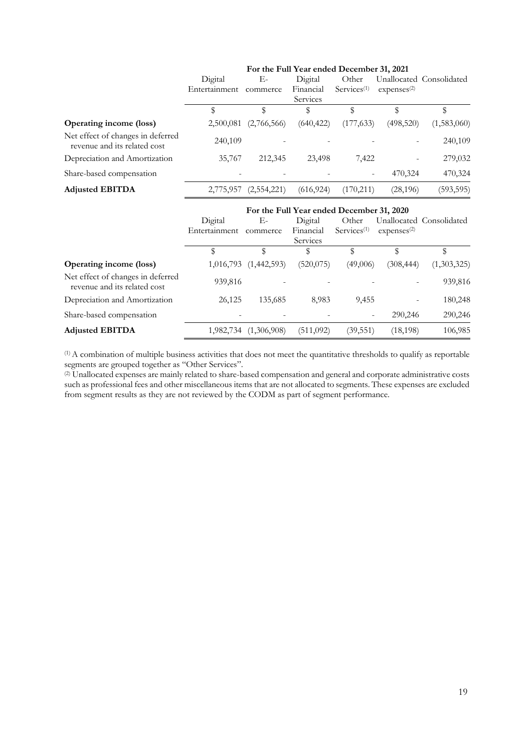| | For the Full Year ended December 31, 2021 | | | | | |
|---|---|---|---|---|---|---|
| | Digital Entertainment | E-commerce | Digital Financial Services | Other Services[(1)] | Unallocated expenses[(2)] | Consolidated |
| | $ | $ | $ | $ | $ | $ |
| **Operating income (loss)** | 2,500,081 | (2,766,566) | (640,422) | (177,633) | (498,520) | (1,583,060) |
| Net effect of changes in deferred revenue and its related cost | 240,109 | - | - | - | - | 240,109 |
| Depreciation and Amortization | 35,767 | 212,345 | 23,498 | 7,422 | - | 279,032 |
| Share-based compensation | - | - | - | - | 470,324 | 470,324 |
| **Adjusted EBITDA** | 2,775,957 | (2,554,221) | (616,924) | (170,211) | (28,196) | (593,595) |

| | For the Full Year ended December 31, 2020 | | | | | |
|---|---|---|---|---|---|---|
| | Digital Entertainment | E-commerce | Digital Financial Services | Other Services[(1)] | Unallocated expenses[(2)] | Consolidated |
| | $ | $ | $ | $ | $ | $ |
| **Operating income (loss)** | 1,016,793 | (1,442,593) | (520,075) | (49,006) | (308,444) | (1,303,325) |
| Net effect of changes in deferred revenue and its related cost | 939,816 | - | - | - | - | 939,816 |
| Depreciation and Amortization | 26,125 | 135,685 | 8,983 | 9,455 | - | 180,248 |
| Share-based compensation | - | - | - | - | 290,246 | 290,246 |
| **Adjusted EBITDA** | 1,982,734 | (1,306,908) | (511,092) | (39,551) | (18,198) | 106,985 |

[(1)] A combination of multiple business activities that does not meet the quantitative thresholds to qualify as reportable segments are grouped together as "Other Services".

[(2)] Unallocated expenses are mainly related to share-based compensation and general and corporate administrative costs such as professional fees and other miscellaneous items that are not allocated to segments. These expenses are excluded from segment results as they are not reviewed by the CODM as part of segment performance.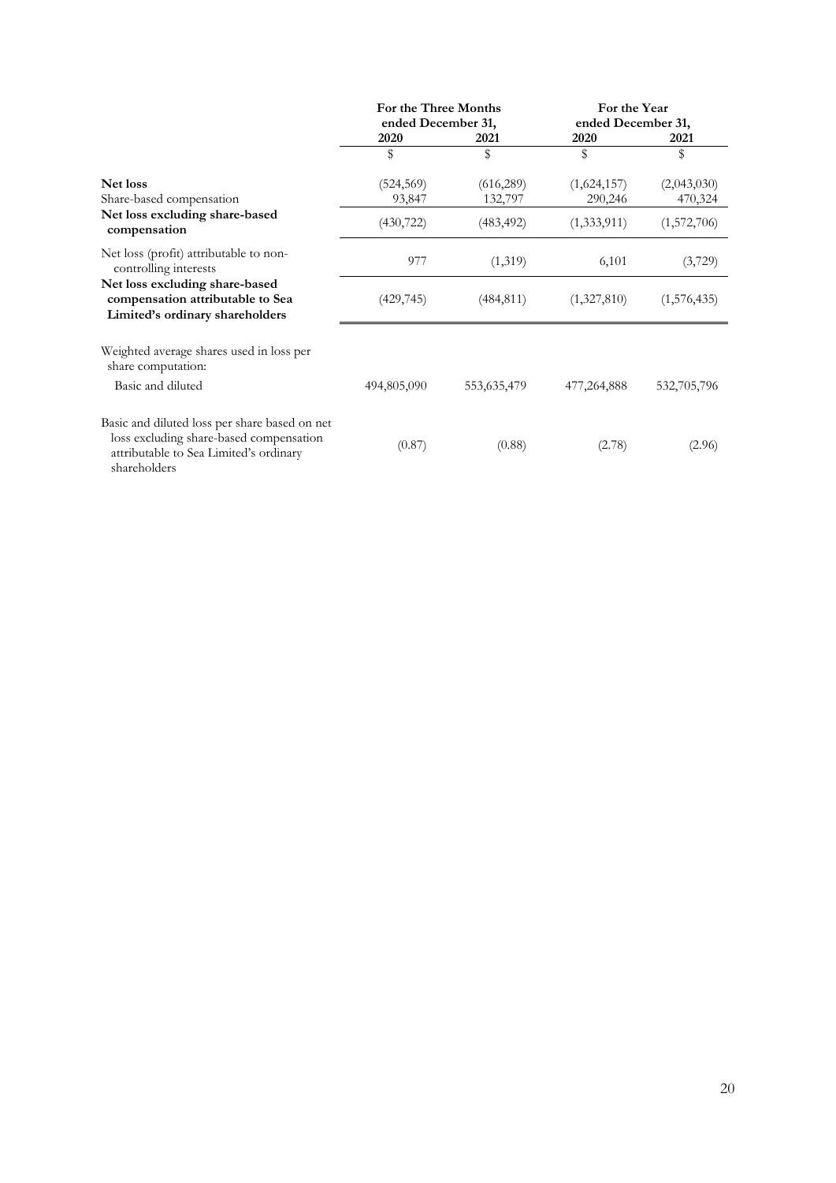| | For the Three Months ended December 31, | | For the Year ended December 31, | |
|---|---|---|---|---|
| | 2020 | 2021 | 2020 | 2021 |
| | $ | $ | $ | $ |
| **Net loss** | (524,569) | (616,289) | (1,624,157) | (2,043,030) |
| Share-based compensation | 93,847 | 132,797 | 290,246 | 470,324 |
| **Net loss excluding share-based compensation** | (430,722) | (483,492) | (1,333,911) | (1,572,706) |
| Net loss (profit) attributable to non-controlling interests | 977 | (1,319) | 6,101 | (3,729) |
| **Net loss excluding share-based compensation attributable to Sea Limited's ordinary shareholders** | (429,745) | (484,811) | (1,327,810) | (1,576,435) |
| Weighted average shares used in loss per share computation: | | | | |
| Basic and diluted | 494,805,090 | 553,635,479 | 477,264,888 | 532,705,796 |
| Basic and diluted loss per share based on net loss excluding share-based compensation attributable to Sea Limited's ordinary shareholders | (0.87) | (0.88) | (2.78) | (2.96) |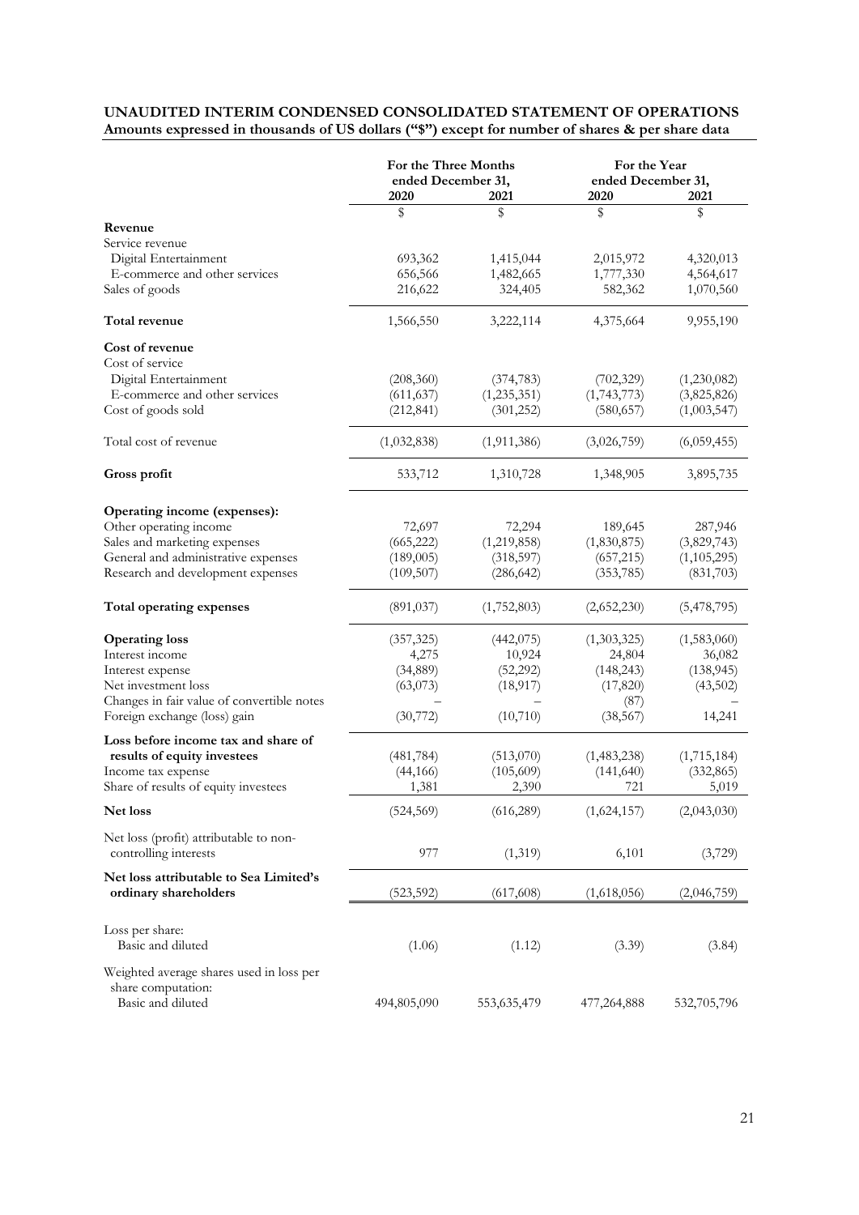**UNAUDITED INTERIM CONDENSED CONSOLIDATED STATEMENT OF OPERATIONS**
**Amounts expressed in thousands of US dollars ("$") except for number of shares & per share data**

| | For the Three Months ended December 31, | | For the Year ended December 31, | |
|---|---|---|---|---|
| | 2020 | 2021 | 2020 | 2021 |
| | $ | $ | $ | $ |
| **Revenue** | | | | |
| Service revenue | | | | |
| Digital Entertainment | 693,362 | 1,415,044 | 2,015,972 | 4,320,013 |
| E-commerce and other services | 656,566 | 1,482,665 | 1,777,330 | 4,564,617 |
| Sales of goods | 216,622 | 324,405 | 582,362 | 1,070,560 |
| **Total revenue** | 1,566,550 | 3,222,114 | 4,375,664 | 9,955,190 |
| **Cost of revenue** | | | | |
| Cost of service | | | | |
| Digital Entertainment | (208,360) | (374,783) | (702,329) | (1,230,082) |
| E-commerce and other services | (611,637) | (1,235,351) | (1,743,773) | (3,825,826) |
| Cost of goods sold | (212,841) | (301,252) | (580,657) | (1,003,547) |
| Total cost of revenue | (1,032,838) | (1,911,386) | (3,026,759) | (6,059,455) |
| **Gross profit** | 533,712 | 1,310,728 | 1,348,905 | 3,895,735 |
| **Operating income (expenses):** | | | | |
| Other operating income | 72,697 | 72,294 | 189,645 | 287,946 |
| Sales and marketing expenses | (665,222) | (1,219,858) | (1,830,875) | (3,829,743) |
| General and administrative expenses | (189,005) | (318,597) | (657,215) | (1,105,295) |
| Research and development expenses | (109,507) | (286,642) | (353,785) | (831,703) |
| **Total operating expenses** | (891,037) | (1,752,803) | (2,652,230) | (5,478,795) |
| **Operating loss** | (357,325) | (442,075) | (1,303,325) | (1,583,060) |
| Interest income | 4,275 | 10,924 | 24,804 | 36,082 |
| Interest expense | (34,889) | (52,292) | (148,243) | (138,945) |
| Net investment loss | (63,073) | (18,917) | (17,820) | (43,502) |
| Changes in fair value of convertible notes | – | – | (87) | – |
| Foreign exchange (loss) gain | (30,772) | (10,710) | (38,567) | 14,241 |
| **Loss before income tax and share of results of equity investees** | (481,784) | (513,070) | (1,483,238) | (1,715,184) |
| Income tax expense | (44,166) | (105,609) | (141,640) | (332,865) |
| Share of results of equity investees | 1,381 | 2,390 | 721 | 5,019 |
| **Net loss** | (524,569) | (616,289) | (1,624,157) | (2,043,030) |
| Net loss (profit) attributable to non-controlling interests | 977 | (1,319) | 6,101 | (3,729) |
| **Net loss attributable to Sea Limited's ordinary shareholders** | (523,592) | (617,608) | (1,618,056) | (2,046,759) |
| Loss per share: | | | | |
| Basic and diluted | (1.06) | (1.12) | (3.39) | (3.84) |
| Weighted average shares used in loss per share computation: | | | | |
| Basic and diluted | 494,805,090 | 553,635,479 | 477,264,888 | 532,705,796 |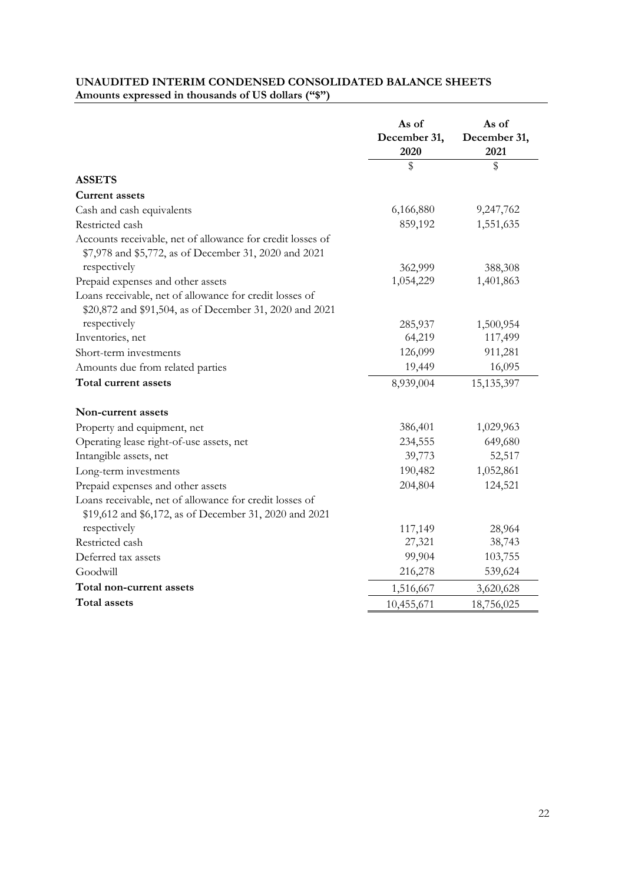**UNAUDITED INTERIM CONDENSED CONSOLIDATED BALANCE SHEETS**
**Amounts expressed in thousands of US dollars ("$")**

| | As of December 31, 2020 | As of December 31, 2021 |
|---|---|---|
| | $ | $ |
| **ASSETS** | | |
| **Current assets** | | |
| Cash and cash equivalents | 6,166,880 | 9,247,762 |
| Restricted cash | 859,192 | 1,551,635 |
| Accounts receivable, net of allowance for credit losses of $7,978 and $5,772, as of December 31, 2020 and 2021 respectively | 362,999 | 388,308 |
| Prepaid expenses and other assets | 1,054,229 | 1,401,863 |
| Loans receivable, net of allowance for credit losses of $20,872 and $91,504, as of December 31, 2020 and 2021 respectively | 285,937 | 1,500,954 |
| Inventories, net | 64,219 | 117,499 |
| Short-term investments | 126,099 | 911,281 |
| Amounts due from related parties | 19,449 | 16,095 |
| **Total current assets** | 8,939,004 | 15,135,397 |
| | | |
| **Non-current assets** | | |
| Property and equipment, net | 386,401 | 1,029,963 |
| Operating lease right-of-use assets, net | 234,555 | 649,680 |
| Intangible assets, net | 39,773 | 52,517 |
| Long-term investments | 190,482 | 1,052,861 |
| Prepaid expenses and other assets | 204,804 | 124,521 |
| Loans receivable, net of allowance for credit losses of $19,612 and $6,172, as of December 31, 2020 and 2021 respectively | 117,149 | 28,964 |
| Restricted cash | 27,321 | 38,743 |
| Deferred tax assets | 99,904 | 103,755 |
| Goodwill | 216,278 | 539,624 |
| **Total non-current assets** | 1,516,667 | 3,620,628 |
| **Total assets** | 10,455,671 | 18,756,025 |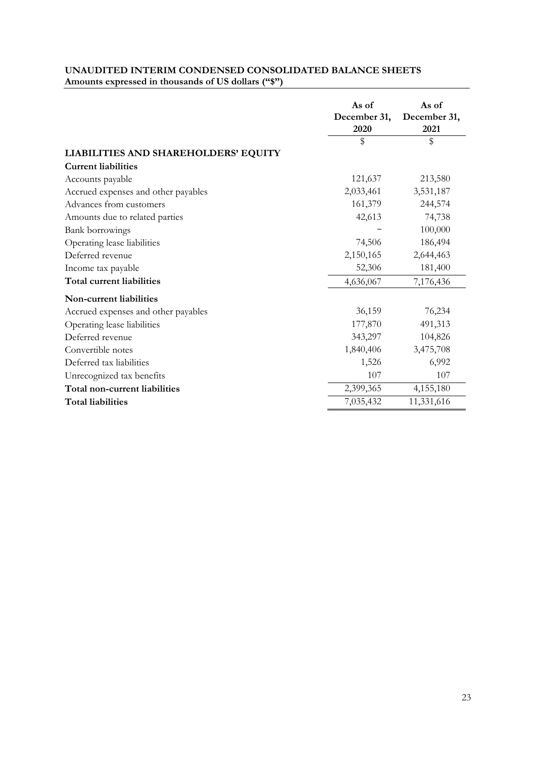**UNAUDITED INTERIM CONDENSED CONSOLIDATED BALANCE SHEETS**
**Amounts expressed in thousands of US dollars ("$")**

| | As of December 31, 2020 | As of December 31, 2021 |
|---|---|---|
| | $ | $ |
| **LIABILITIES AND SHAREHOLDERS' EQUITY** | | |
| **Current liabilities** | | |
| Accounts payable | 121,637 | 213,580 |
| Accrued expenses and other payables | 2,033,461 | 3,531,187 |
| Advances from customers | 161,379 | 244,574 |
| Amounts due to related parties | 42,613 | 74,738 |
| Bank borrowings | – | 100,000 |
| Operating lease liabilities | 74,506 | 186,494 |
| Deferred revenue | 2,150,165 | 2,644,463 |
| Income tax payable | 52,306 | 181,400 |
| **Total current liabilities** | 4,636,067 | 7,176,436 |
| **Non-current liabilities** | | |
| Accrued expenses and other payables | 36,159 | 76,234 |
| Operating lease liabilities | 177,870 | 491,313 |
| Deferred revenue | 343,297 | 104,826 |
| Convertible notes | 1,840,406 | 3,475,708 |
| Deferred tax liabilities | 1,526 | 6,992 |
| Unrecognized tax benefits | 107 | 107 |
| **Total non-current liabilities** | 2,399,365 | 4,155,180 |
| **Total liabilities** | 7,035,432 | 11,331,616 |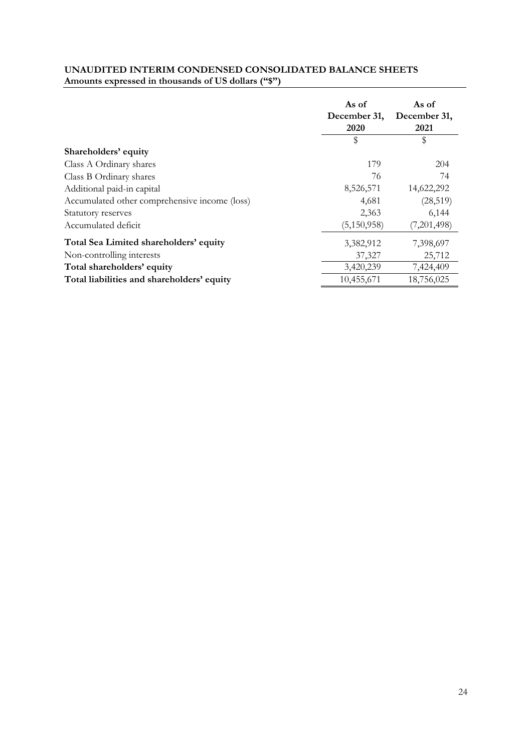**UNAUDITED INTERIM CONDENSED CONSOLIDATED BALANCE SHEETS**
**Amounts expressed in thousands of US dollars ("$")**

| | As of December 31, 2020 | As of December 31, 2021 |
|---|---|---|
| | $ | $ |
| **Shareholders' equity** | | |
| Class A Ordinary shares | 179 | 204 |
| Class B Ordinary shares | 76 | 74 |
| Additional paid-in capital | 8,526,571 | 14,622,292 |
| Accumulated other comprehensive income (loss) | 4,681 | (28,519) |
| Statutory reserves | 2,363 | 6,144 |
| Accumulated deficit | (5,150,958) | (7,201,498) |
| **Total Sea Limited shareholders' equity** | 3,382,912 | 7,398,697 |
| Non-controlling interests | 37,327 | 25,712 |
| **Total shareholders' equity** | 3,420,239 | 7,424,409 |
| **Total liabilities and shareholders' equity** | 10,455,671 | 18,756,025 |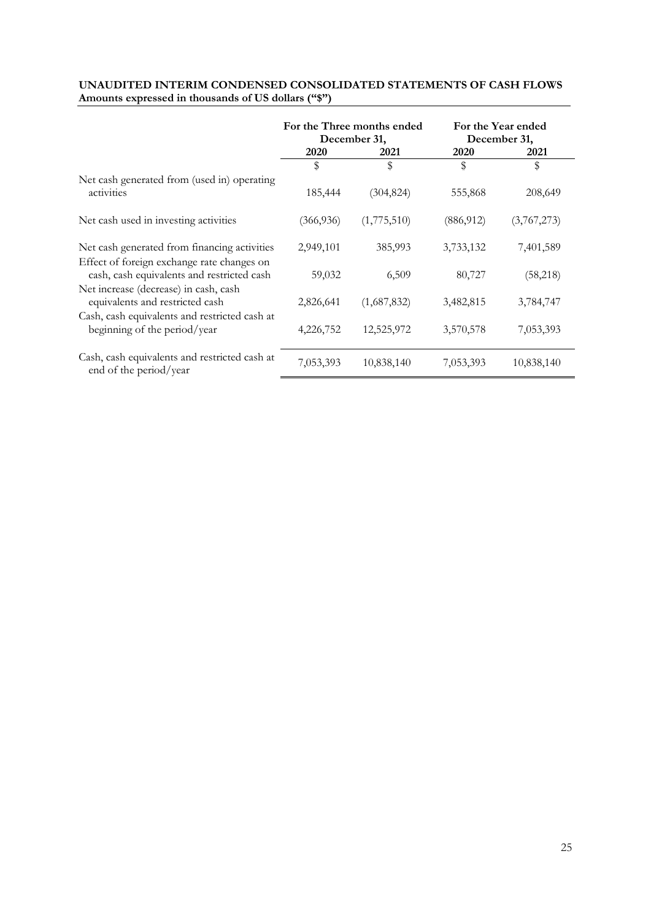**UNAUDITED INTERIM CONDENSED CONSOLIDATED STATEMENTS OF CASH FLOWS**
**Amounts expressed in thousands of US dollars ("$")**

| | For the Three months ended December 31, | | For the Year ended December 31, | |
|---|---|---|---|---|
| | 2020 | 2021 | 2020 | 2021 |
| | $ | $ | $ | $ |
| Net cash generated from (used in) operating activities | 185,444 | (304,824) | 555,868 | 208,649 |
| Net cash used in investing activities | (366,936) | (1,775,510) | (886,912) | (3,767,273) |
| Net cash generated from financing activities | 2,949,101 | 385,993 | 3,733,132 | 7,401,589 |
| Effect of foreign exchange rate changes on cash, cash equivalents and restricted cash | 59,032 | 6,509 | 80,727 | (58,218) |
| Net increase (decrease) in cash, cash equivalents and restricted cash | 2,826,641 | (1,687,832) | 3,482,815 | 3,784,747 |
| Cash, cash equivalents and restricted cash at beginning of the period/year | 4,226,752 | 12,525,972 | 3,570,578 | 7,053,393 |
| Cash, cash equivalents and restricted cash at end of the period/year | 7,053,393 | 10,838,140 | 7,053,393 | 10,838,140 |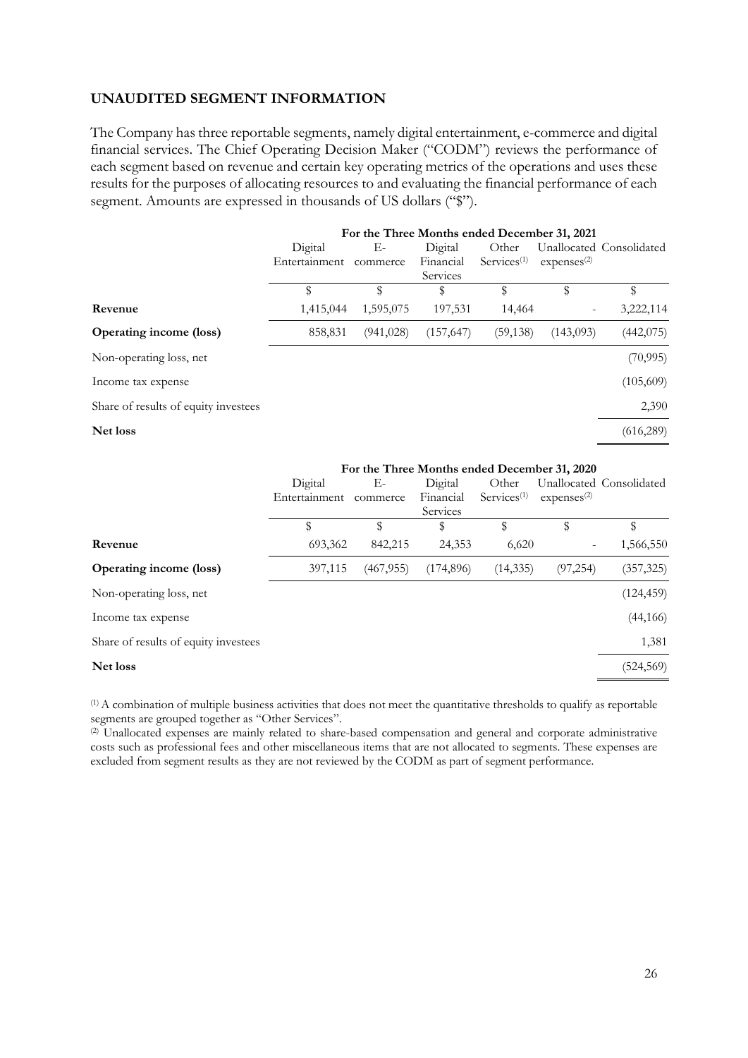## UNAUDITED SEGMENT INFORMATION

The Company has three reportable segments, namely digital entertainment, e-commerce and digital financial services. The Chief Operating Decision Maker ("CODM") reviews the performance of each segment based on revenue and certain key operating metrics of the operations and uses these results for the purposes of allocating resources to and evaluating the financial performance of each segment. Amounts are expressed in thousands of US dollars ("$").

| | For the Three Months ended December 31, 2021 | | | | | |
|---|---|---|---|---|---|---|
| | Digital Entertainment | E-commerce | Digital Financial Services | Other Services[(1)] | Unallocated expenses[(2)] | Consolidated |
| | $ | $ | $ | $ | $ | $ |
| **Revenue** | 1,415,044 | 1,595,075 | 197,531 | 14,464 | - | 3,222,114 |
| **Operating income (loss)** | 858,831 | (941,028) | (157,647) | (59,138) | (143,093) | (442,075) |
| Non-operating loss, net | | | | | | (70,995) |
| Income tax expense | | | | | | (105,609) |
| Share of results of equity investees | | | | | | 2,390 |
| **Net loss** | | | | | | (616,289) |

| | For the Three Months ended December 31, 2020 | | | | | |
|---|---|---|---|---|---|---|
| | Digital Entertainment | E-commerce | Digital Financial Services | Other Services[(1)] | Unallocated expenses[(2)] | Consolidated |
| | $ | $ | $ | $ | $ | $ |
| **Revenue** | 693,362 | 842,215 | 24,353 | 6,620 | - | 1,566,550 |
| **Operating income (loss)** | 397,115 | (467,955) | (174,896) | (14,335) | (97,254) | (357,325) |
| Non-operating loss, net | | | | | | (124,459) |
| Income tax expense | | | | | | (44,166) |
| Share of results of equity investees | | | | | | 1,381 |
| **Net loss** | | | | | | (524,569) |

(1) A combination of multiple business activities that does not meet the quantitative thresholds to qualify as reportable segments are grouped together as "Other Services".

(2) Unallocated expenses are mainly related to share-based compensation and general and corporate administrative costs such as professional fees and other miscellaneous items that are not allocated to segments. These expenses are excluded from segment results as they are not reviewed by the CODM as part of segment performance.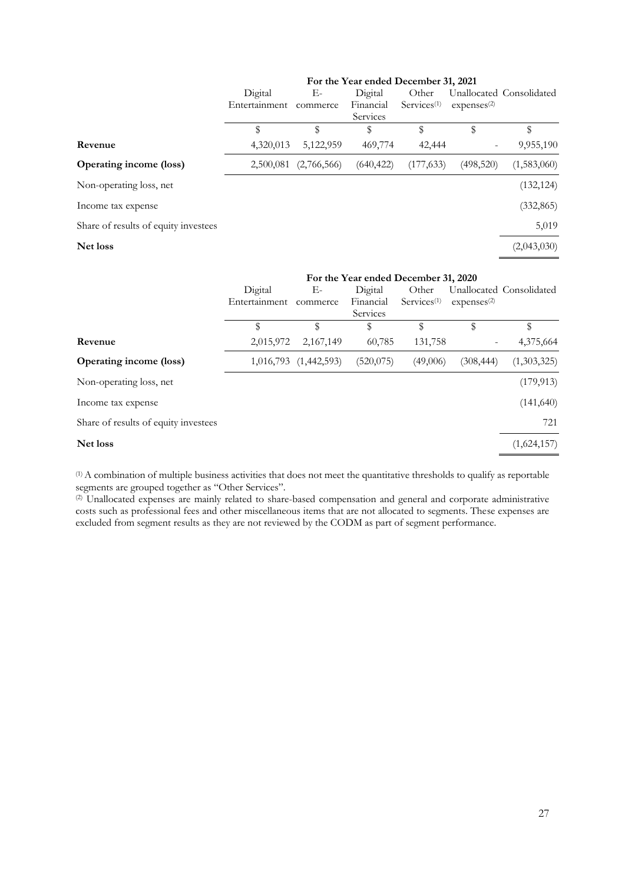| | For the Year ended December 31, 2021 | | | | | |
|---|---|---|---|---|---|---|
| | Digital Entertainment | E-commerce | Digital Financial Services | Other Services[(1)] | Unallocated expenses[(2)] | Consolidated |
| | $ | $ | $ | $ | $ | $ |
| **Revenue** | 4,320,013 | 5,122,959 | 469,774 | 42,444 | - | 9,955,190 |
| **Operating income (loss)** | 2,500,081 | (2,766,566) | (640,422) | (177,633) | (498,520) | (1,583,060) |
| Non-operating loss, net | | | | | | (132,124) |
| Income tax expense | | | | | | (332,865) |
| Share of results of equity investees | | | | | | 5,019 |
| **Net loss** | | | | | | (2,043,030) |

| | For the Year ended December 31, 2020 | | | | | |
|---|---|---|---|---|---|---|
| | Digital Entertainment | E-commerce | Digital Financial Services | Other Services[(1)] | Unallocated expenses[(2)] | Consolidated |
| | $ | $ | $ | $ | $ | $ |
| **Revenue** | 2,015,972 | 2,167,149 | 60,785 | 131,758 | - | 4,375,664 |
| **Operating income (loss)** | 1,016,793 | (1,442,593) | (520,075) | (49,006) | (308,444) | (1,303,325) |
| Non-operating loss, net | | | | | | (179,913) |
| Income tax expense | | | | | | (141,640) |
| Share of results of equity investees | | | | | | 721 |
| **Net loss** | | | | | | (1,624,157) |

[(1)] A combination of multiple business activities that does not meet the quantitative thresholds to qualify as reportable segments are grouped together as "Other Services".

[(2)] Unallocated expenses are mainly related to share-based compensation and general and corporate administrative costs such as professional fees and other miscellaneous items that are not allocated to segments. These expenses are excluded from segment results as they are not reviewed by the CODM as part of segment performance.